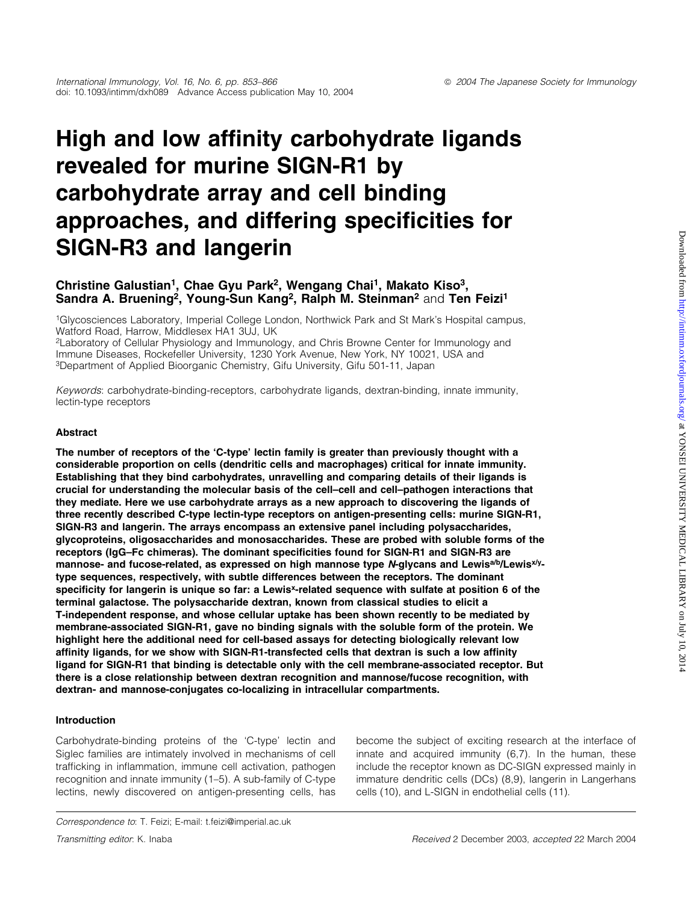# High and low affinity carbohydrate ligands revealed for murine SIGN-R1 by carbohydrate array and cell binding approaches, and differing specificities for SIGN-R3 and langerin

**Christine Galustian[1], Chae Gyu Park[2], Wengang Chai[1], Makato Kiso[3], Sandra A. Bruening[2], Young-Sun Kang[2], Ralph M. Steinman[2] and Ten Feizi[1]**

[1]Glycosciences Laboratory, Imperial College London, Northwick Park and St Mark's Hospital campus, Watford Road, Harrow, Middlesex HA1 3UJ, UK
[2]Laboratory of Cellular Physiology and Immunology, and Chris Browne Center for Immunology and Immune Diseases, Rockefeller University, 1230 York Avenue, New York, NY 10021, USA and
[3]Department of Applied Bioorganic Chemistry, Gifu University, Gifu 501-11, Japan

*Keywords*: carbohydrate-binding-receptors, carbohydrate ligands, dextran-binding, innate immunity, lectin-type receptors

### Abstract

**The number of receptors of the 'C-type' lectin family is greater than previously thought with a considerable proportion on cells (dendritic cells and macrophages) critical for innate immunity. Establishing that they bind carbohydrates, unravelling and comparing details of their ligands is crucial for understanding the molecular basis of the cell–cell and cell–pathogen interactions that they mediate. Here we use carbohydrate arrays as a new approach to discovering the ligands of three recently described C-type lectin-type receptors on antigen-presenting cells: murine SIGN-R1, SIGN-R3 and langerin. The arrays encompass an extensive panel including polysaccharides, glycoproteins, oligosaccharides and monosaccharides. These are probed with soluble forms of the receptors (IgG–Fc chimeras). The dominant specificities found for SIGN-R1 and SIGN-R3 are mannose- and fucose-related, as expressed on high mannose type *N*-glycans and Lewis$^{a/b}$/Lewis$^{x/y}$-type sequences, respectively, with subtle differences between the receptors. The dominant specificity for langerin is unique so far: a Lewis$^{x}$-related sequence with sulfate at position 6 of the terminal galactose. The polysaccharide dextran, known from classical studies to elicit a T-independent response, and whose cellular uptake has been shown recently to be mediated by membrane-associated SIGN-R1, gave no binding signals with the soluble form of the protein. We highlight here the additional need for cell-based assays for detecting biologically relevant low affinity ligands, for we show with SIGN-R1-transfected cells that dextran is such a low affinity ligand for SIGN-R1 that binding is detectable only with the cell membrane-associated receptor. But there is a close relationship between dextran recognition and mannose/fucose recognition, with dextran- and mannose-conjugates co-localizing in intracellular compartments.**

### Introduction

Carbohydrate-binding proteins of the 'C-type' lectin and Siglec families are intimately involved in mechanisms of cell trafficking in inflammation, immune cell activation, pathogen recognition and innate immunity (1–5). A sub-family of C-type lectins, newly discovered on antigen-presenting cells, has become the subject of exciting research at the interface of innate and acquired immunity (6,7). In the human, these include the receptor known as DC-SIGN expressed mainly in immature dendritic cells (DCs) (8,9), langerin in Langerhans cells (10), and L-SIGN in endothelial cells (11).

*Correspondence to*: T. Feizi; E-mail: t.feizi@imperial.ac.uk

*Transmitting editor*: K. Inaba

*Received* 2 December 2003, *accepted* 22 March 2004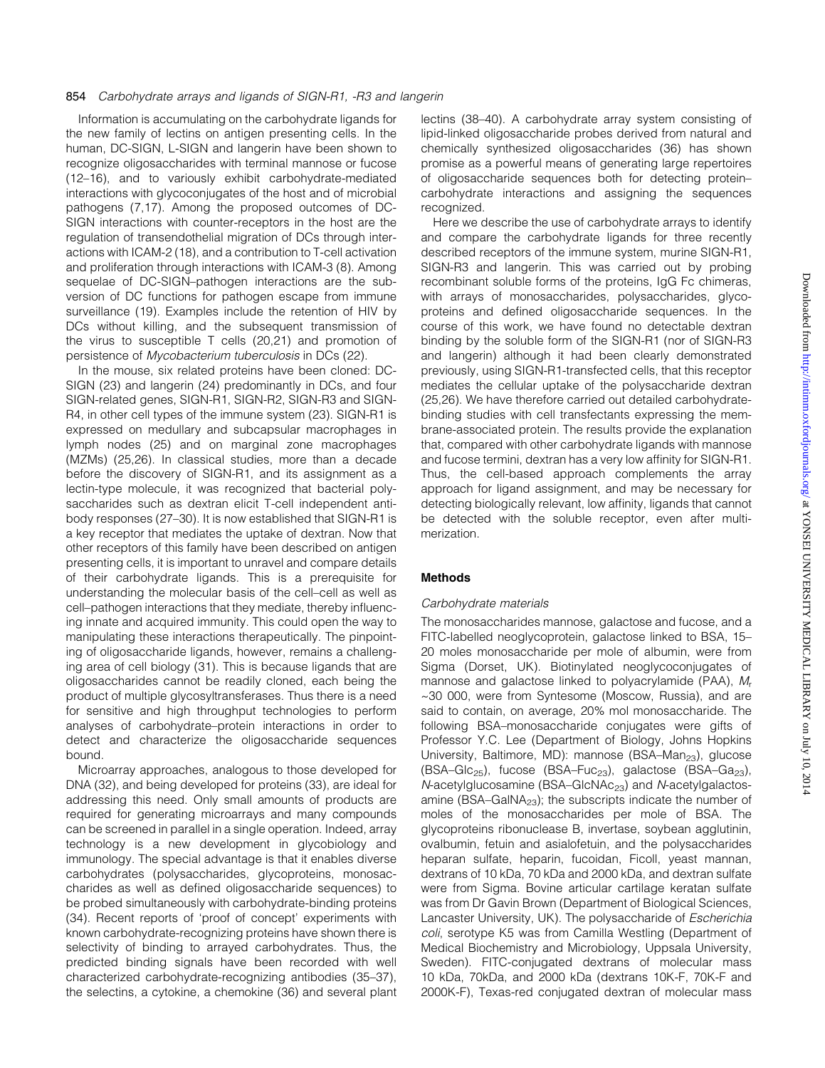Information is accumulating on the carbohydrate ligands for the new family of lectins on antigen presenting cells. In the human, DC-SIGN, L-SIGN and langerin have been shown to recognize oligosaccharides with terminal mannose or fucose (12–16), and to variously exhibit carbohydrate-mediated interactions with glycoconjugates of the host and of microbial pathogens (7,17). Among the proposed outcomes of DC-SIGN interactions with counter-receptors in the host are the regulation of transendothelial migration of DCs through interactions with ICAM-2 (18), and a contribution to T-cell activation and proliferation through interactions with ICAM-3 (8). Among sequelae of DC-SIGN–pathogen interactions are the subversion of DC functions for pathogen escape from immune surveillance (19). Examples include the retention of HIV by DCs without killing, and the subsequent transmission of the virus to susceptible T cells (20,21) and promotion of persistence of *Mycobacterium tuberculosis* in DCs (22).

In the mouse, six related proteins have been cloned: DC-SIGN (23) and langerin (24) predominantly in DCs, and four SIGN-related genes, SIGN-R1, SIGN-R2, SIGN-R3 and SIGN-R4, in other cell types of the immune system (23). SIGN-R1 is expressed on medullary and subcapsular macrophages in lymph nodes (25) and on marginal zone macrophages (MZMs) (25,26). In classical studies, more than a decade before the discovery of SIGN-R1, and its assignment as a lectin-type molecule, it was recognized that bacterial polysaccharides such as dextran elicit T-cell independent antibody responses (27–30). It is now established that SIGN-R1 is a key receptor that mediates the uptake of dextran. Now that other receptors of this family have been described on antigen presenting cells, it is important to unravel and compare details of their carbohydrate ligands. This is a prerequisite for understanding the molecular basis of the cell–cell as well as cell–pathogen interactions that they mediate, thereby influencing innate and acquired immunity. This could open the way to manipulating these interactions therapeutically. The pinpointing of oligosaccharide ligands, however, remains a challenging area of cell biology (31). This is because ligands that are oligosaccharides cannot be readily cloned, each being the product of multiple glycosyltransferases. Thus there is a need for sensitive and high throughput technologies to perform analyses of carbohydrate–protein interactions in order to detect and characterize the oligosaccharide sequences bound.

Microarray approaches, analogous to those developed for DNA (32), and being developed for proteins (33), are ideal for addressing this need. Only small amounts of products are required for generating microarrays and many compounds can be screened in parallel in a single operation. Indeed, array technology is a new development in glycobiology and immunology. The special advantage is that it enables diverse carbohydrates (polysaccharides, glycoproteins, monosaccharides as well as defined oligosaccharide sequences) to be probed simultaneously with carbohydrate-binding proteins (34). Recent reports of 'proof of concept' experiments with known carbohydrate-recognizing proteins have shown there is selectivity of binding to arrayed carbohydrates. Thus, the predicted binding signals have been recorded with well characterized carbohydrate-recognizing antibodies (35–37), the selectins, a cytokine, a chemokine (36) and several plant lectins (38–40). A carbohydrate array system consisting of lipid-linked oligosaccharide probes derived from natural and chemically synthesized oligosaccharides (36) has shown promise as a powerful means of generating large repertoires of oligosaccharide sequences both for detecting protein–carbohydrate interactions and assigning the sequences recognized.

Here we describe the use of carbohydrate arrays to identify and compare the carbohydrate ligands for three recently described receptors of the immune system, murine SIGN-R1, SIGN-R3 and langerin. This was carried out by probing recombinant soluble forms of the proteins, IgG Fc chimeras, with arrays of monosaccharides, polysaccharides, glycoproteins and defined oligosaccharide sequences. In the course of this work, we have found no detectable dextran binding by the soluble form of the SIGN-R1 (nor of SIGN-R3 and langerin) although it had been clearly demonstrated previously, using SIGN-R1-transfected cells, that this receptor mediates the cellular uptake of the polysaccharide dextran (25,26). We have therefore carried out detailed carbohydrate-binding studies with cell transfectants expressing the membrane-associated protein. The results provide the explanation that, compared with other carbohydrate ligands with mannose and fucose termini, dextran has a very low affinity for SIGN-R1. Thus, the cell-based approach complements the array approach for ligand assignment, and may be necessary for detecting biologically relevant, low affinity, ligands that cannot be detected with the soluble receptor, even after multimerization.

## Methods

### Carbohydrate materials

The monosaccharides mannose, galactose and fucose, and a FITC-labelled neoglycoprotein, galactose linked to BSA, 15–20 moles monosaccharide per mole of albumin, were from Sigma (Dorset, UK). Biotinylated neoglycoconjugates of mannose and galactose linked to polyacrylamide (PAA), $M_r$ ~30 000, were from Syntesome (Moscow, Russia), and are said to contain, on average, 20% mol monosaccharide. The following BSA–monosaccharide conjugates were gifts of Professor Y.C. Lee (Department of Biology, Johns Hopkins University, Baltimore, MD): mannose (BSA–$Man_{23}$), glucose (BSA–$Glc_{25}$), fucose (BSA–$Fuc_{23}$), galactose (BSA–$Ga_{23}$), *N*-acetylglucosamine (BSA–$GlcNAc_{23}$) and *N*-acetylgalactosamine (BSA–$GalNA_{23}$); the subscripts indicate the number of moles of the monosaccharides per mole of BSA. The glycoproteins ribonuclease B, invertase, soybean agglutinin, ovalbumin, fetuin and asialofetuin, and the polysaccharides heparan sulfate, heparin, fucoidan, Ficoll, yeast mannan, dextrans of 10 kDa, 70 kDa and 2000 kDa, and dextran sulfate were from Sigma. Bovine articular cartilage keratan sulfate was from Dr Gavin Brown (Department of Biological Sciences, Lancaster University, UK). The polysaccharide of *Escherichia coli*, serotype K5 was from Camilla Westling (Department of Medical Biochemistry and Microbiology, Uppsala University, Sweden). FITC-conjugated dextrans of molecular mass 10 kDa, 70kDa, and 2000 kDa (dextrans 10K-F, 70K-F and 2000K-F), Texas-red conjugated dextran of molecular mass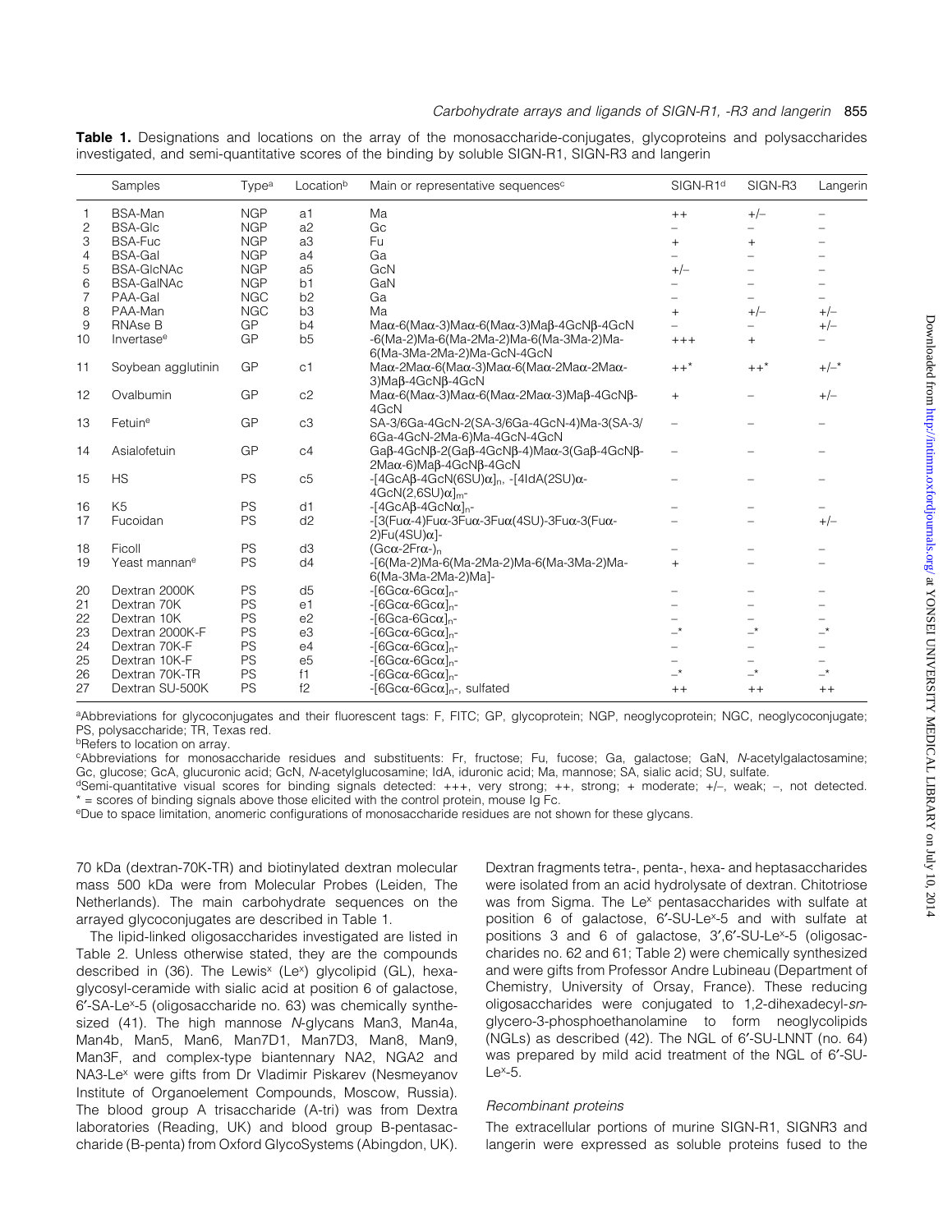**Table 1.** Designations and locations on the array of the monosaccharide-conjugates, glycoproteins and polysaccharides investigated, and semi-quantitative scores of the binding by soluble SIGN-R1, SIGN-R3 and langerin

| | Samples | Type[a] | Location[b] | Main or representative sequences[c] | SIGN-R1[d] | SIGN-R3 | Langerin |
|---|---|---|---|---|---|---|---|
| 1 | BSA-Man | NGP | a1 | Ma | ++ | +/– | – |
| 2 | BSA-Glc | NGP | a2 | Gc | – | – | – |
| 3 | BSA-Fuc | NGP | a3 | Fu | + | + | – |
| 4 | BSA-Gal | NGP | a4 | Ga | – | – | – |
| 5 | BSA-GlcNAc | NGP | a5 | GcN | +/– | – | – |
| 6 | BSA-GalNAc | NGP | b1 | GaN | – | – | – |
| 7 | PAA-Gal | NGC | b2 | Ga | – | – | – |
| 8 | PAA-Man | NGC | b3 | Ma | + | +/– | +/– |
| 9 | RNAse B | GP | b4 | Maα-6(Maα-3)Maα-6(Maα-3)Maβ-4GcNβ-4GcN | – | – | +/– |
| 10 | Invertase[e] | GP | b5 | -6(Ma-2)Ma-6(Ma-2Ma-2)Ma-6(Ma-3Ma-2)Ma-6(Ma-3Ma-2Ma-2)Ma-GcN-4GcN | +++ | + | – |
| 11 | Soybean agglutinin | GP | c1 | Maα-2Maα-6(Maα-3)Maα-6(Maα-2Maα-2Maα-3)Maβ-4GcNβ-4GcN | ++* | ++* | +/–* |
| 12 | Ovalbumin | GP | c2 | Maα-6(Maα-3)Maα-6(Maα-2Maα-3)Maβ-4GcNβ-4GcN | + | – | +/– |
| 13 | Fetuin[e] | GP | c3 | SA-3/6Ga-4GcN-2(SA-3/6Ga-4GcN-4)Ma-3(SA-3/6Ga-4GcN-2Ma-6)Ma-4GcN-4GcN | – | – | – |
| 14 | Asialofetuin | GP | c4 | Gaβ-4GcNβ-2(Gaβ-4GcNβ-4)Maα-3(Gaβ-4GcNβ-2Maα-6)Maβ-4GcNβ-4GcN | – | – | – |
| 15 | HS | PS | c5 | -[4GcAβ-4GcN(6SU)α]$_n$, -[4IdA(2SU)α-4GcN(2,6SU)α]$_m$- | – | – | – |
| 16 | K5 | PS | d1 | -[4GcAβ-4GcNα]$_n$- | – | – | – |
| 17 | Fucoidan | PS | d2 | -[3(Fuα-4)Fuα-3Fuα-3Fuα(4SU)-3Fuα-3(Fuα-2)Fu(4SU)α]- | – | – | +/– |
| 18 | Ficoll | PS | d3 | (Gcα-2Frα-)$_n$ | – | – | – |
| 19 | Yeast mannan[e] | PS | d4 | -[6(Ma-2)Ma-6(Ma-2Ma-2)Ma-6(Ma-3Ma-2)Ma-6(Ma-3Ma-2Ma-2)Ma]- | + | – | – |
| 20 | Dextran 2000K | PS | d5 | -[6Gcα-6Gcα]$_n$- | – | – | – |
| 21 | Dextran 70K | PS | e1 | -[6Gcα-6Gcα]$_n$- | – | – | – |
| 22 | Dextran 10K | PS | e2 | -[6Gca-6Gcα]$_n$- | – | – | – |
| 23 | Dextran 2000K-F | PS | e3 | -[6Gcα-6Gcα]$_n$- | –* | –* | –* |
| 24 | Dextran 70K-F | PS | e4 | -[6Gcα-6Gcα]$_n$- | – | – | – |
| 25 | Dextran 10K-F | PS | e5 | -[6Gcα-6Gcα]$_n$- | – | – | – |
| 26 | Dextran 70K-TR | PS | f1 | -[6Gcα-6Gcα]$_n$- | –* | –* | –* |
| 27 | Dextran SU-500K | PS | f2 | -[6Gcα-6Gcα]$_n$-, sulfated | ++ | ++ | ++ |

[a]Abbreviations for glycoconjugates and their fluorescent tags: F, FITC; GP, glycoprotein; NGP, neoglycoprotein; NGC, neoglycoconjugate; PS, polysaccharide; TR, Texas red.
[b]Refers to location on array.
[c]Abbreviations for monosaccharide residues and substituents: Fr, fructose; Fu, fucose; Ga, galactose; GaN, *N*-acetylgalactosamine; Gc, glucose; GcA, glucuronic acid; GcN, *N*-acetylglucosamine; IdA, iduronic acid; Ma, mannose; SA, sialic acid; SU, sulfate.
[d]Semi-quantitative visual scores for binding signals detected: +++, very strong; ++, strong; + moderate; +/–, weak; –, not detected. * = scores of binding signals above those elicited with the control protein, mouse Ig Fc.
[e]Due to space limitation, anomeric configurations of monosaccharide residues are not shown for these glycans.

70 kDa (dextran-70K-TR) and biotinylated dextran molecular mass 500 kDa were from Molecular Probes (Leiden, The Netherlands). The main carbohydrate sequences on the arrayed glycoconjugates are described in Table 1.

The lipid-linked oligosaccharides investigated are listed in Table 2. Unless otherwise stated, they are the compounds described in (36). The Lewis$^x$ (Le$^x$) glycolipid (GL), hexaglycosyl-ceramide with sialic acid at position 6 of galactose, 6′-SA-Le$^x$-5 (oligosaccharide no. 63) was chemically synthesized (41). The high mannose *N*-glycans Man3, Man4a, Man4b, Man5, Man6, Man7D1, Man7D3, Man8, Man9, Man3F, and complex-type biantennary NA2, NGA2 and NA3-Le$^x$ were gifts from Dr Vladimir Piskarev (Nesmeyanov Institute of Organoelement Compounds, Moscow, Russia). The blood group A trisaccharide (A-tri) was from Dextra laboratories (Reading, UK) and blood group B-pentasaccharide (B-penta) from Oxford GlycoSystems (Abingdon, UK). Dextran fragments tetra-, penta-, hexa- and heptasaccharides were isolated from an acid hydrolysate of dextran. Chitotriose was from Sigma. The Le$^x$ pentasaccharides with sulfate at position 6 of galactose, 6′-SU-Le$^x$-5 and with sulfate at positions 3 and 6 of galactose, 3′,6′-SU-Le$^x$-5 (oligosaccharides no. 62 and 61; Table 2) were chemically synthesized and were gifts from Professor Andre Lubineau (Department of Chemistry, University of Orsay, France). These reducing oligosaccharides were conjugated to 1,2-dihexadecyl-*sn*-glycero-3-phosphoethanolamine to form neoglycolipids (NGLs) as described (42). The NGL of 6′-SU-LNNT (no. 64) was prepared by mild acid treatment of the NGL of 6′-SU-Le$^x$-5.

### Recombinant proteins

The extracellular portions of murine SIGN-R1, SIGNR3 and langerin were expressed as soluble proteins fused to the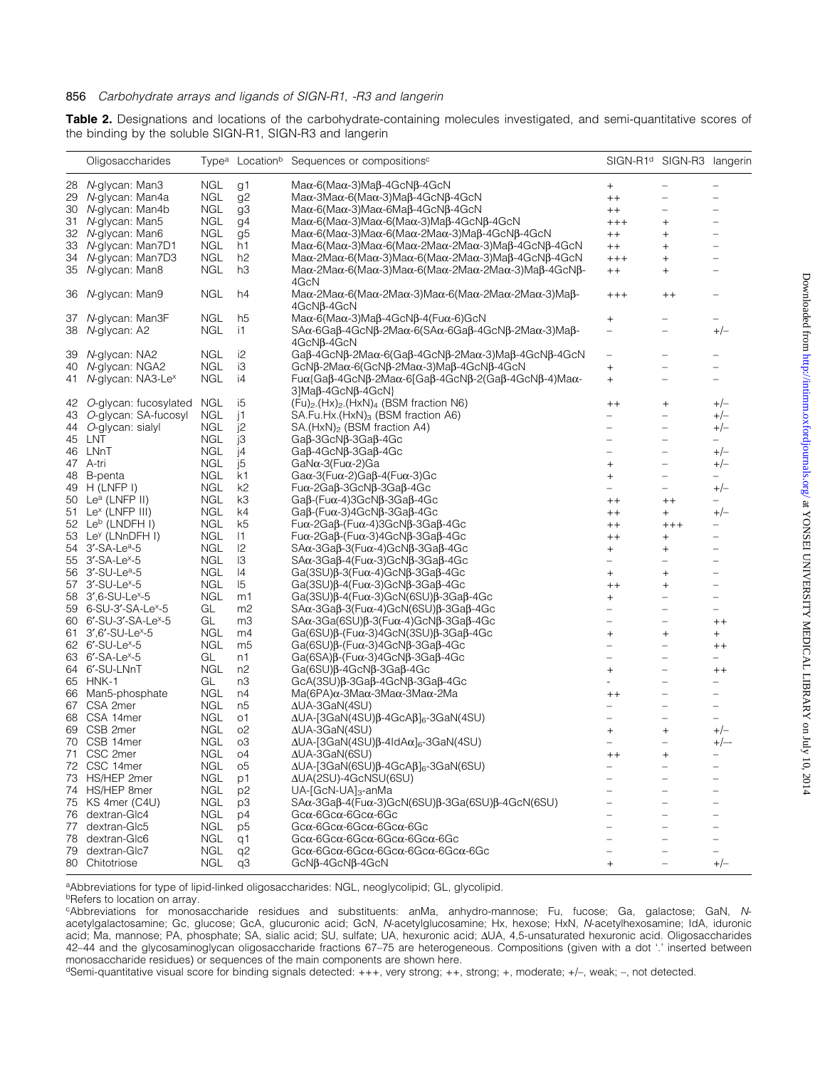**Table 2.** Designations and locations of the carbohydrate-containing molecules investigated, and semi-quantitative scores of the binding by the soluble SIGN-R1, SIGN-R3 and langerin

| | Oligosaccharides | Type[a] | Location[b] | Sequences or compositions[c] | SIGN-R1[d] | SIGN-R3 | langerin |
|---|---|---|---|---|---|---|---|
| 28 | *N*-glycan: Man3 | NGL | g1 | Maα-6(Maα-3)Maβ-4GcNβ-4GcN | + | – | – |
| 29 | *N*-glycan: Man4a | NGL | g2 | Maα-3Maα-6(Maα-3)Maβ-4GcNβ-4GcN | ++ | – | – |
| 30 | *N*-glycan: Man4b | NGL | g3 | Maα-6(Maα-3)Maα-6Maβ-4GcNβ-4GcN | ++ | – | – |
| 31 | *N*-glycan: Man5 | NGL | g4 | Maα-6(Maα-3)Maα-6(Maα-3)Maβ-4GcNβ-4GcN | +++ | + | – |
| 32 | *N*-glycan: Man6 | NGL | g5 | Maα-6(Maα-3)Maα-6(Maα-2Maα-3)Maβ-4GcNβ-4GcN | ++ | + | – |
| 33 | *N*-glycan: Man7D1 | NGL | h1 | Maα-6(Maα-3)Maα-6(Maα-2Maα-2Maα-3)Maβ-4GcNβ-4GcN | ++ | + | – |
| 34 | *N*-glycan: Man7D3 | NGL | h2 | Maα-2Maα-6(Maα-3)Maα-6(Maα-2Maα-3)Maβ-4GcNβ-4GcN | +++ | + | – |
| 35 | *N*-glycan: Man8 | NGL | h3 | Maα-2Maα-6(Maα-3)Maα-6(Maα-2Maα-2Maα-3)Maβ-4GcNβ-4GcN | ++ | + | – |
| 36 | *N*-glycan: Man9 | NGL | h4 | Maα-2Maα-6(Maα-2Maα-3)Maα-6(Maα-2Maα-2Maα-3)Maβ-4GcNβ-4GcN | +++ | ++ | – |
| 37 | *N*-glycan: Man3F | NGL | h5 | Maα-6(Maα-3)Maβ-4GcNβ-4(Fuα-6)GcN | + | – | – |
| 38 | *N*-glycan: A2 | NGL | i1 | SAα-6Gaβ-4GcNβ-2Maα-6(SAα-6Gaβ-4GcNβ-2Maα-3)Maβ-4GcNβ-4GcN | – | – | +/– |
| 39 | *N*-glycan: NA2 | NGL | i2 | Gaβ-4GcNβ-2Maα-6(Gaβ-4GcNβ-2Maα-3)Maβ-4GcNβ-4GcN | – | – | – |
| 40 | *N*-glycan: NGA2 | NGL | i3 | GcNβ-2Maα-6(GcNβ-2Maα-3)Maβ-4GcNβ-4GcN | + | – | – |
| 41 | *N*-glycan: NA3-Le$^x$ | NGL | i4 | Fuα{Gaβ-4GcNβ-2Maα-6[Gaβ-4GcNβ-2(Gaβ-4GcNβ-4)Maα-3]Maβ-4GcNβ-4GcN} | + | – | – |
| 42 | *O*-glycan: fucosylated | NGL | i5 | $(Fu)_2.(Hx)_2.(HxN)_4$ (BSM fraction N6) | ++ | + | +/– |
| 43 | *O*-glycan: SA-fucosyl | NGL | j1 | $SA.Fu.Hx.(HxN)_3$ (BSM fraction A6) | – | – | +/– |
| 44 | *O*-glycan: sialyl | NGL | j2 | $SA.(HxN)_2$ (BSM fraction A4) | – | – | +/– |
| 45 | LNT | NGL | j3 | Gaβ-3GcNβ-3Gaβ-4Gc | – | – | – |
| 46 | LNnT | NGL | j4 | Gaβ-4GcNβ-3Gaβ-4Gc | – | – | +/– |
| 47 | A-tri | NGL | j5 | GaNα-3(Fuα-2)Ga | + | – | +/– |
| 48 | B-penta | NGL | k1 | Gaα-3(Fuα-2)Gaβ-4(Fuα-3)Gc | + | – | – |
| 49 | H (LNFP I) | NGL | k2 | Fuα-2Gaβ-3GcNβ-3Gaβ-4Gc | – | – | +/– |
| 50 | Le$^a$ (LNFP II) | NGL | k3 | Gaβ-(Fuα-4)3GcNβ-3Gaβ-4Gc | ++ | ++ | – |
| 51 | Le$^x$ (LNFP III) | NGL | k4 | Gaβ-(Fuα-3)4GcNβ-3Gaβ-4Gc | ++ | + | +/– |
| 52 | Le$^b$ (LNDFH I) | NGL | k5 | Fuα-2Gaβ-(Fuα-4)3GcNβ-3Gaβ-4Gc | ++ | +++ | – |
| 53 | Le$^y$ (LNnDFH I) | NGL | l1 | Fuα-2Gaβ-(Fuα-3)4GcNβ-3Gaβ-4Gc | ++ | + | – |
| 54 | 3′-SA-Le$^a$-5 | NGL | l2 | SAα-3Gaβ-3(Fuα-4)GcNβ-3Gaβ-4Gc | + | + | – |
| 55 | 3′-SA-Le$^x$-5 | NGL | l3 | SAα-3Gaβ-4(Fuα-3)GcNβ-3Gaβ-4Gc | – | – | – |
| 56 | 3′-SU-Le$^a$-5 | NGL | l4 | Ga(3SU)β-3(Fuα-4)GcNβ-3Gaβ-4Gc | + | + | – |
| 57 | 3′-SU-Le$^x$-5 | NGL | l5 | Ga(3SU)β-4(Fuα-3)GcNβ-3Gaβ-4Gc | ++ | + | – |
| 58 | 3′,6-SU-Le$^x$-5 | NGL | m1 | Ga(3SU)β-4(Fuα-3)GcN(6SU)β-3Gaβ-4Gc | + | – | – |
| 59 | 6-SU-3′-SA-Le$^x$-5 | GL | m2 | SAα-3Gaβ-3(Fuα-4)GcN(6SU)β-3Gaβ-4Gc | – | – | – |
| 60 | 6′-SU-3′-SA-Le$^x$-5 | GL | m3 | SAα-3Ga(6SU)β-3(Fuα-4)GcNβ-3Gaβ-4Gc | – | – | ++ |
| 61 | 3′,6′-SU-Le$^x$-5 | NGL | m4 | Ga(6SU)β-(Fuα-3)4GcN(3SU)β-3Gaβ-4Gc | + | + | + |
| 62 | 6′-SU-Le$^x$-5 | NGL | m5 | Ga(6SU)β-(Fuα-3)4GcNβ-3Gaβ-4Gc | – | – | ++ |
| 63 | 6′-SA-Le$^x$-5 | GL | n1 | Ga(6SA)β-(Fuα-3)4GcNβ-3Gaβ-4Gc | – | – | – |
| 64 | 6′-SU-LNnT | NGL | n2 | Ga(6SU)β-4GcNβ-3Gaβ-4Gc | + | – | ++ |
| 65 | HNK-1 | GL | n3 | GcA(3SU)β-3Gaβ-4GcNβ-3Gaβ-4Gc | - | – | – |
| 66 | Man5-phosphate | NGL | n4 | Ma(6PA)α-3Maα-3Maα-3Maα-2Ma | ++ | – | – |
| 67 | CSA 2mer | NGL | n5 | ΔUA-3GaN(4SU) | – | – | – |
| 68 | CSA 14mer | NGL | o1 | ΔUA-[3GaN(4SU)β-4GcAβ]$_6$-3GaN(4SU) | – | – | – |
| 69 | CSB 2mer | NGL | o2 | ΔUA-3GaN(4SU) | + | + | +/– |
| 70 | CSB 14mer | NGL | o3 | ΔUA-[3GaN(4SU)β-4IdAα]$_6$-3GaN(4SU) | – | – | +/–- |
| 71 | CSC 2mer | NGL | o4 | ΔUA-3GaN(6SU) | ++ | + | – |
| 72 | CSC 14mer | NGL | o5 | ΔUA-[3GaN(6SU)β-4GcAβ]$_6$-3GaN(6SU) | – | – | – |
| 73 | HS/HEP 2mer | NGL | p1 | ΔUA(2SU)-4GcNSU(6SU) | – | – | – |
| 74 | HS/HEP 8mer | NGL | p2 | UA-[GcN-UA]$_3$-anMa | – | – | – |
| 75 | KS 4mer (C4U) | NGL | p3 | SAα-3Gaβ-4(Fuα-3)GcN(6SU)β-3Ga(6SU)β-4GcN(6SU) | – | – | – |
| 76 | dextran-Glc4 | NGL | p4 | Gcα-6Gcα-6Gcα-6Gc | – | – | – |
| 77 | dextran-Glc5 | NGL | p5 | Gcα-6Gcα-6Gcα-6Gcα-6Gc | – | – | – |
| 78 | dextran-Glc6 | NGL | q1 | Gcα-6Gcα-6Gcα-6Gcα-6Gcα-6Gc | – | – | – |
| 79 | dextran-Glc7 | NGL | q2 | Gcα-6Gcα-6Gcα-6Gcα-6Gcα-6Gcα-6Gc | – | – | – |
| 80 | Chitotriose | NGL | q3 | GcNβ-4GcNβ-4GcN | + | – | +/– |

[a]Abbreviations for type of lipid-linked oligosaccharides: NGL, neoglycolipid; GL, glycolipid.

[b]Refers to location on array.

[c]Abbreviations for monosaccharide residues and substituents: anMa, anhydro-mannose; Fu, fucose; Ga, galactose; GaN, *N*-acetylgalactosamine; Gc, glucose; GcA, glucuronic acid; GcN, *N*-acetylglucosamine; Hx, hexose; HxN, *N*-acetylhexosamine; IdA, iduronic acid; Ma, mannose; PA, phosphate; SA, sialic acid; SU, sulfate; UA, hexuronic acid; ΔUA, 4,5-unsaturated hexuronic acid. Oligosaccharides 42–44 and the glycosaminoglycan oligosaccharide fractions 67–75 are heterogeneous. Compositions (given with a dot '.' inserted between monosaccharide residues) or sequences of the main components are shown here.

[d]Semi-quantitative visual score for binding signals detected: +++, very strong; ++, strong; +, moderate; +/–, weak; –, not detected.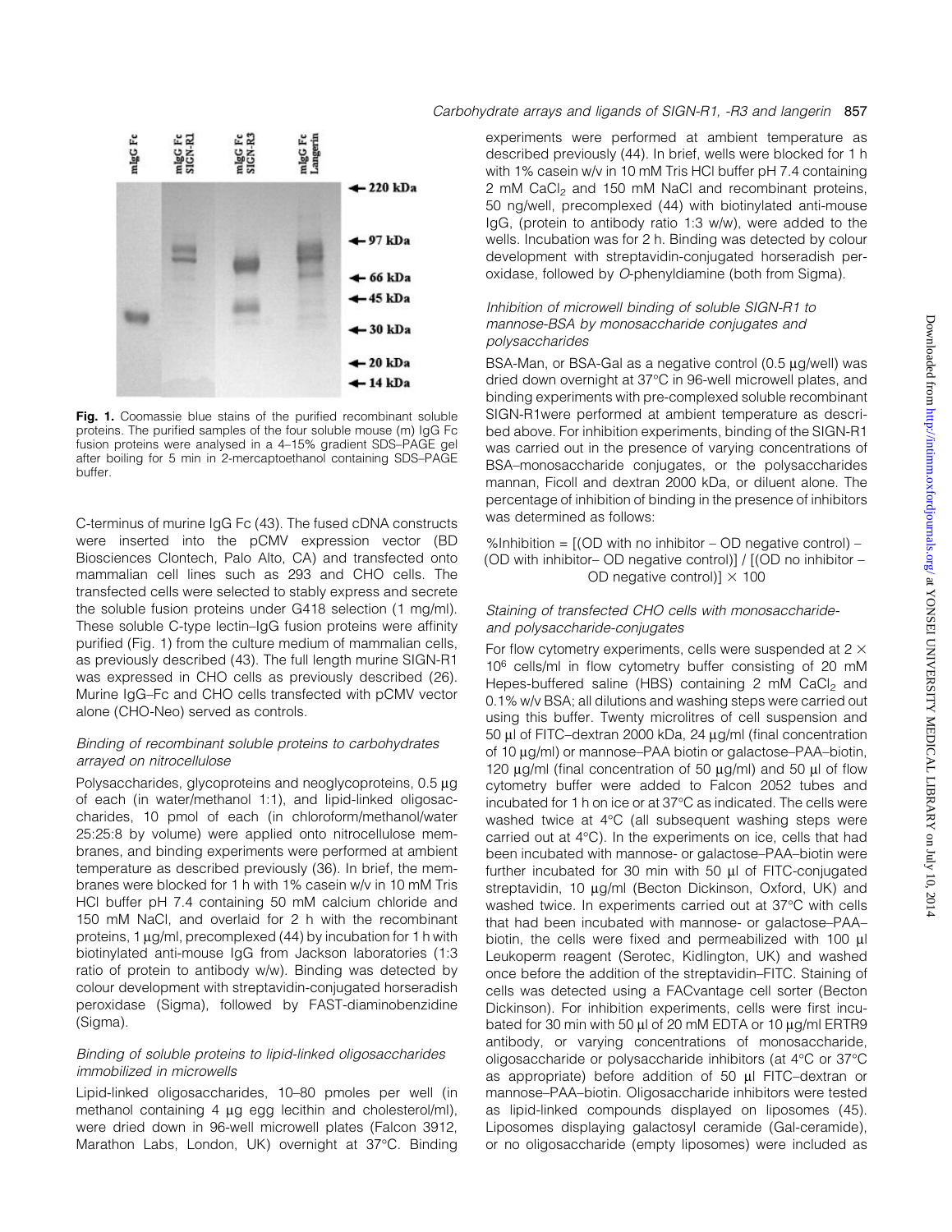**Fig. 1.** Coomassie blue stains of the purified recombinant soluble proteins. The purified samples of the four soluble mouse (m) IgG Fc fusion proteins were analysed in a 4–15% gradient SDS–PAGE gel after boiling for 5 min in 2-mercaptoethanol containing SDS–PAGE buffer.

C-terminus of murine IgG Fc (43). The fused cDNA constructs were inserted into the pCMV expression vector (BD Biosciences Clontech, Palo Alto, CA) and transfected onto mammalian cell lines such as 293 and CHO cells. The transfected cells were selected to stably express and secrete the soluble fusion proteins under G418 selection (1 mg/ml). These soluble C-type lectin–IgG fusion proteins were affinity purified (Fig. 1) from the culture medium of mammalian cells, as previously described (43). The full length murine SIGN-R1 was expressed in CHO cells as previously described (26). Murine IgG–Fc and CHO cells transfected with pCMV vector alone (CHO-Neo) served as controls.

### *Binding of recombinant soluble proteins to carbohydrates arrayed on nitrocellulose*

Polysaccharides, glycoproteins and neoglycoproteins, 0.5 μg of each (in water/methanol 1:1), and lipid-linked oligosaccharides, 10 pmol of each (in chloroform/methanol/water 25:25:8 by volume) were applied onto nitrocellulose membranes, and binding experiments were performed at ambient temperature as described previously (36). In brief, the membranes were blocked for 1 h with 1% casein w/v in 10 mM Tris HCl buffer pH 7.4 containing 50 mM calcium chloride and 150 mM NaCl, and overlaid for 2 h with the recombinant proteins, 1 μg/ml, precomplexed (44) by incubation for 1 h with biotinylated anti-mouse IgG from Jackson laboratories (1:3 ratio of protein to antibody w/w). Binding was detected by colour development with streptavidin-conjugated horseradish peroxidase (Sigma), followed by FAST-diaminobenzidine (Sigma).

### *Binding of soluble proteins to lipid-linked oligosaccharides immobilized in microwells*

Lipid-linked oligosaccharides, 10–80 pmoles per well (in methanol containing 4 μg egg lecithin and cholesterol/ml), were dried down in 96-well microwell plates (Falcon 3912, Marathon Labs, London, UK) overnight at 37°C. Binding experiments were performed at ambient temperature as described previously (44). In brief, wells were blocked for 1 h with 1% casein w/v in 10 mM Tris HCl buffer pH 7.4 containing 2 mM $CaCl_2$ and 150 mM NaCl and recombinant proteins, 50 ng/well, precomplexed (44) with biotinylated anti-mouse IgG, (protein to antibody ratio 1:3 w/w), were added to the wells. Incubation was for 2 h. Binding was detected by colour development with streptavidin-conjugated horseradish peroxidase, followed by *O*-phenyldiamine (both from Sigma).

### *Inhibition of microwell binding of soluble SIGN-R1 to mannose-BSA by monosaccharide conjugates and polysaccharides*

BSA-Man, or BSA-Gal as a negative control (0.5 μg/well) was dried down overnight at 37°C in 96-well microwell plates, and binding experiments with pre-complexed soluble recombinant SIGN-R1were performed at ambient temperature as described above. For inhibition experiments, binding of the SIGN-R1 was carried out in the presence of varying concentrations of BSA–monosaccharide conjugates, or the polysaccharides mannan, Ficoll and dextran 2000 kDa, or diluent alone. The percentage of inhibition of binding in the presence of inhibitors was determined as follows:

%Inhibition = [(OD with no inhibitor – OD negative control) – (OD with inhibitor– OD negative control)] / [(OD no inhibitor – OD negative control)] × 100

### *Staining of transfected CHO cells with monosaccharide- and polysaccharide-conjugates*

For flow cytometry experiments, cells were suspended at 2 × $10^6$ cells/ml in flow cytometry buffer consisting of 20 mM Hepes-buffered saline (HBS) containing 2 mM $CaCl_2$ and 0.1% w/v BSA; all dilutions and washing steps were carried out using this buffer. Twenty microlitres of cell suspension and 50 μl of FITC–dextran 2000 kDa, 24 μg/ml (final concentration of 10 μg/ml) or mannose–PAA biotin or galactose–PAA–biotin, 120 μg/ml (final concentration of 50 μg/ml) and 50 μl of flow cytometry buffer were added to Falcon 2052 tubes and incubated for 1 h on ice or at 37°C as indicated. The cells were washed twice at 4°C (all subsequent washing steps were carried out at 4°C). In the experiments on ice, cells that had been incubated with mannose- or galactose–PAA–biotin were further incubated for 30 min with 50 μl of FITC-conjugated streptavidin, 10 μg/ml (Becton Dickinson, Oxford, UK) and washed twice. In experiments carried out at 37°C with cells that had been incubated with mannose- or galactose–PAA–biotin, the cells were fixed and permeabilized with 100 μl Leukoperm reagent (Serotec, Kidlington, UK) and washed once before the addition of the streptavidin–FITC. Staining of cells was detected using a FACvantage cell sorter (Becton Dickinson). For inhibition experiments, cells were first incubated for 30 min with 50 μl of 20 mM EDTA or 10 μg/ml ERTR9 antibody, or varying concentrations of monosaccharide, oligosaccharide or polysaccharide inhibitors (at 4°C or 37°C as appropriate) before addition of 50 μl FITC–dextran or mannose–PAA–biotin. Oligosaccharide inhibitors were tested as lipid-linked compounds displayed on liposomes (45). Liposomes displaying galactosyl ceramide (Gal-ceramide), or no oligosaccharide (empty liposomes) were included as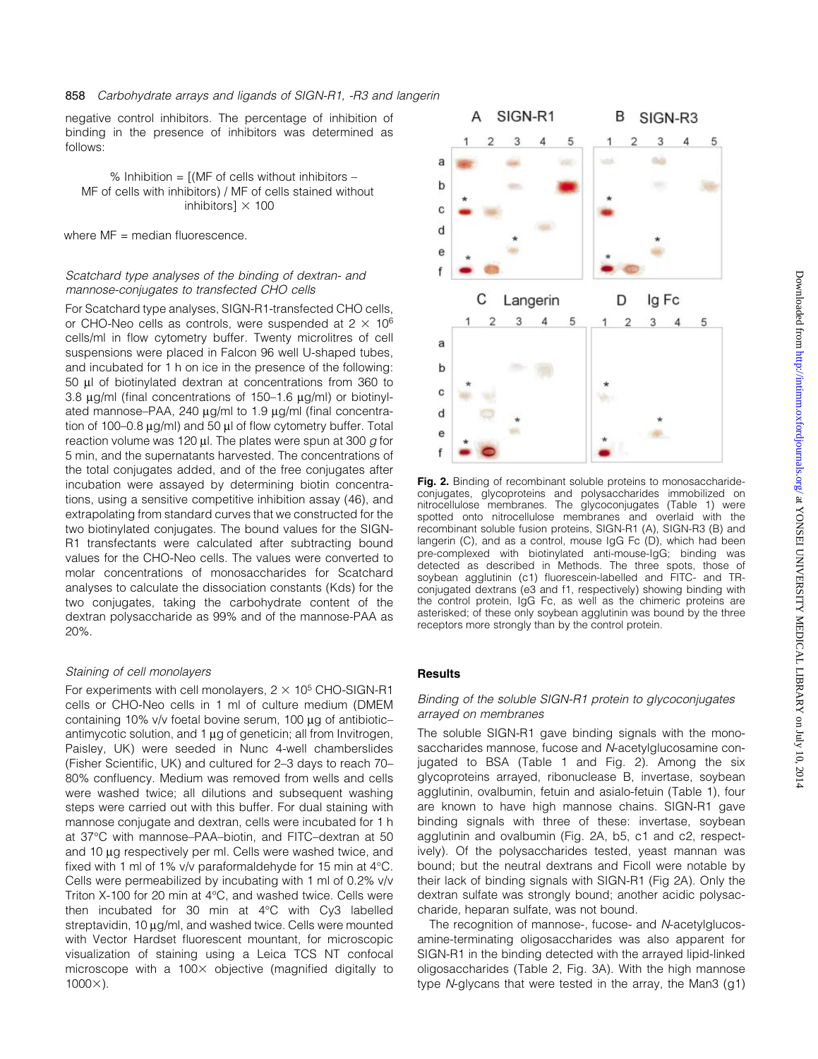negative control inhibitors. The percentage of inhibition of binding in the presence of inhibitors was determined as follows:

% Inhibition = [(MF of cells without inhibitors – MF of cells with inhibitors) / MF of cells stained without inhibitors] × 100

where MF = median fluorescence.

### *Scatchard type analyses of the binding of dextran- and mannose-conjugates to transfected CHO cells*

For Scatchard type analyses, SIGN-R1-transfected CHO cells, or CHO-Neo cells as controls, were suspended at $2 \times 10^6$ cells/ml in flow cytometry buffer. Twenty microlitres of cell suspensions were placed in Falcon 96 well U-shaped tubes, and incubated for 1 h on ice in the presence of the following: 50 μl of biotinylated dextran at concentrations from 360 to 3.8 μg/ml (final concentrations of 150–1.6 μg/ml) or biotinylated mannose–PAA, 240 μg/ml to 1.9 μg/ml (final concentration of 100–0.8 μg/ml) and 50 μl of flow cytometry buffer. Total reaction volume was 120 μl. The plates were spun at 300 *g* for 5 min, and the supernatants harvested. The concentrations of the total conjugates added, and of the free conjugates after incubation were assayed by determining biotin concentrations, using a sensitive competitive inhibition assay (46), and extrapolating from standard curves that we constructed for the two biotinylated conjugates. The bound values for the SIGN-R1 transfectants were calculated after subtracting bound values for the CHO-Neo cells. The values were converted to molar concentrations of monosaccharides for Scatchard analyses to calculate the dissociation constants (Kds) for the two conjugates, taking the carbohydrate content of the dextran polysaccharide as 99% and of the mannose-PAA as 20%.

### *Staining of cell monolayers*

For experiments with cell monolayers, $2 \times 10^5$ CHO-SIGN-R1 cells or CHO-Neo cells in 1 ml of culture medium (DMEM containing 10% v/v foetal bovine serum, 100 μg of antibiotic–antimycotic solution, and 1 μg of geneticin; all from Invitrogen, Paisley, UK) were seeded in Nunc 4-well chamberslides (Fisher Scientific, UK) and cultured for 2–3 days to reach 70–80% confluency. Medium was removed from wells and cells were washed twice; all dilutions and subsequent washing steps were carried out with this buffer. For dual staining with mannose conjugate and dextran, cells were incubated for 1 h at 37°C with mannose–PAA–biotin, and FITC–dextran at 50 and 10 μg respectively per ml. Cells were washed twice, and fixed with 1 ml of 1% v/v paraformaldehyde for 15 min at 4°C. Cells were permeabilized by incubating with 1 ml of 0.2% v/v Triton X-100 for 20 min at 4°C, and washed twice. Cells were then incubated for 30 min at 4°C with Cy3 labelled streptavidin, 10 μg/ml, and washed twice. Cells were mounted with Vector Hardset fluorescent mountant, for microscopic visualization of staining using a Leica TCS NT confocal microscope with a 100× objective (magnified digitally to 1000×).

**Fig. 2.** Binding of recombinant soluble proteins to monosaccharide-conjugates, glycoproteins and polysaccharides immobilized on nitrocellulose membranes. The glycoconjugates (Table 1) were spotted onto nitrocellulose membranes and overlaid with the recombinant soluble fusion proteins, SIGN-R1 (A), SIGN-R3 (B) and langerin (C), and as a control, mouse IgG Fc (D), which had been pre-complexed with biotinylated anti-mouse-IgG; binding was detected as described in Methods. The three spots, those of soybean agglutinin (c1) fluorescein-labelled and FITC- and TR-conjugated dextrans (e3 and f1, respectively) showing binding with the control protein, IgG Fc, as well as the chimeric proteins are asterisked; of these only soybean agglutinin was bound by the three receptors more strongly than by the control protein.

## Results

### *Binding of the soluble SIGN-R1 protein to glycoconjugates arrayed on membranes*

The soluble SIGN-R1 gave binding signals with the monosaccharides mannose, fucose and *N*-acetylglucosamine conjugated to BSA (Table 1 and Fig. 2). Among the six glycoproteins arrayed, ribonuclease B, invertase, soybean agglutinin, ovalbumin, fetuin and asialo-fetuin (Table 1), four are known to have high mannose chains. SIGN-R1 gave binding signals with three of these: invertase, soybean agglutinin and ovalbumin (Fig. 2A, b5, c1 and c2, respectively). Of the polysaccharides tested, yeast mannan was bound; but the neutral dextrans and Ficoll were notable by their lack of binding signals with SIGN-R1 (Fig 2A). Only the dextran sulfate was strongly bound; another acidic polysaccharide, heparan sulfate, was not bound.

The recognition of mannose-, fucose- and *N*-acetylglucosamine-terminating oligosaccharides was also apparent for SIGN-R1 in the binding detected with the arrayed lipid-linked oligosaccharides (Table 2, Fig. 3A). With the high mannose type *N*-glycans that were tested in the array, the Man3 (g1)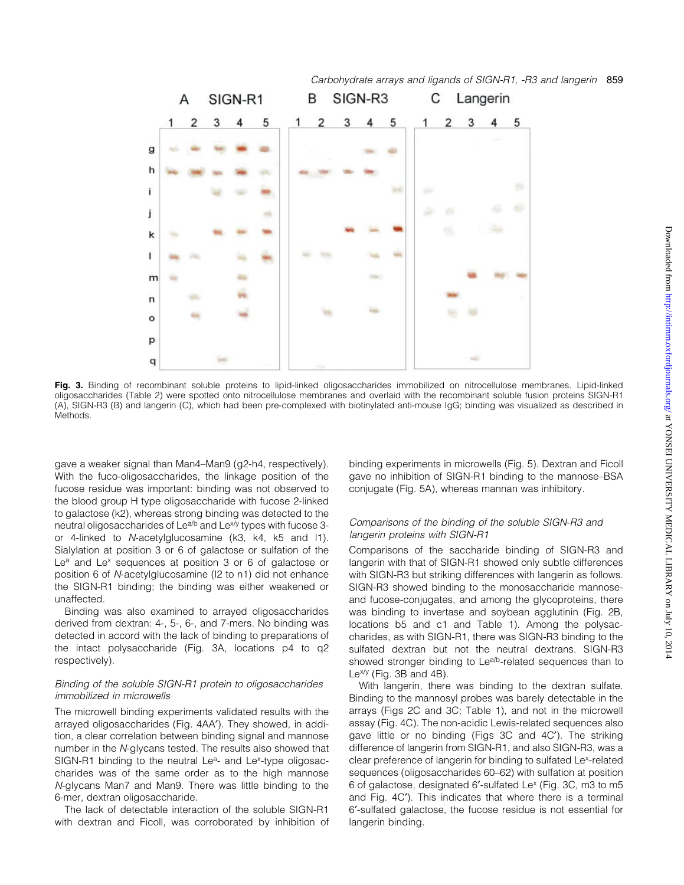**Fig. 3.** Binding of recombinant soluble proteins to lipid-linked oligosaccharides immobilized on nitrocellulose membranes. Lipid-linked oligosaccharides (Table 2) were spotted onto nitrocellulose membranes and overlaid with the recombinant soluble fusion proteins SIGN-R1 (A), SIGN-R3 (B) and langerin (C), which had been pre-complexed with biotinylated anti-mouse IgG; binding was visualized as described in Methods.

gave a weaker signal than Man4–Man9 (g2-h4, respectively). With the fuco-oligosaccharides, the linkage position of the fucose residue was important: binding was not observed to the blood group H type oligosaccharide with fucose 2-linked to galactose (k2), whereas strong binding was detected to the neutral oligosaccharides of $Le^{a/b}$ and $Le^{x/y}$ types with fucose 3- or 4-linked to *N*-acetylglucosamine (k3, k4, k5 and l1). Sialylation at position 3 or 6 of galactose or sulfation of the $Le^{a}$ and $Le^{x}$ sequences at position 3 or 6 of galactose or position 6 of *N*-acetylglucosamine (l2 to n1) did not enhance the SIGN-R1 binding; the binding was either weakened or unaffected.

Binding was also examined to arrayed oligosaccharides derived from dextran: 4-, 5-, 6-, and 7-mers. No binding was detected in accord with the lack of binding to preparations of the intact polysaccharide (Fig. 3A, locations p4 to q2 respectively).

### *Binding of the soluble SIGN-R1 protein to oligosaccharides immobilized in microwells*

The microwell binding experiments validated results with the arrayed oligosaccharides (Fig. 4AA′). They showed, in addition, a clear correlation between binding signal and mannose number in the *N*-glycans tested. The results also showed that SIGN-R1 binding to the neutral $Le^{a}$- and $Le^{x}$-type oligosaccharides was of the same order as to the high mannose *N*-glycans Man7 and Man9. There was little binding to the 6-mer, dextran oligosaccharide.

The lack of detectable interaction of the soluble SIGN-R1 with dextran and Ficoll, was corroborated by inhibition of binding experiments in microwells (Fig. 5). Dextran and Ficoll gave no inhibition of SIGN-R1 binding to the mannose–BSA conjugate (Fig. 5A), whereas mannan was inhibitory.

### *Comparisons of the binding of the soluble SIGN-R3 and langerin proteins with SIGN-R1*

Comparisons of the saccharide binding of SIGN-R3 and langerin with that of SIGN-R1 showed only subtle differences with SIGN-R3 but striking differences with langerin as follows. SIGN-R3 showed binding to the monosaccharide mannose- and fucose-conjugates, and among the glycoproteins, there was binding to invertase and soybean agglutinin (Fig. 2B, locations b5 and c1 and Table 1). Among the polysaccharides, as with SIGN-R1, there was SIGN-R3 binding to the sulfated dextran but not the neutral dextrans. SIGN-R3 showed stronger binding to $Le^{a/b}$-related sequences than to $Le^{x/y}$ (Fig. 3B and 4B).

With langerin, there was binding to the dextran sulfate. Binding to the mannosyl probes was barely detectable in the arrays (Figs 2C and 3C; Table 1), and not in the microwell assay (Fig. 4C). The non-acidic Lewis-related sequences also gave little or no binding (Figs 3C and 4C′). The striking difference of langerin from SIGN-R1, and also SIGN-R3, was a clear preference of langerin for binding to sulfated $Le^{x}$-related sequences (oligosaccharides 60–62) with sulfation at position 6 of galactose, designated 6′-sulfated $Le^{x}$ (Fig. 3C, m3 to m5 and Fig. 4C′). This indicates that where there is a terminal 6′-sulfated galactose, the fucose residue is not essential for langerin binding.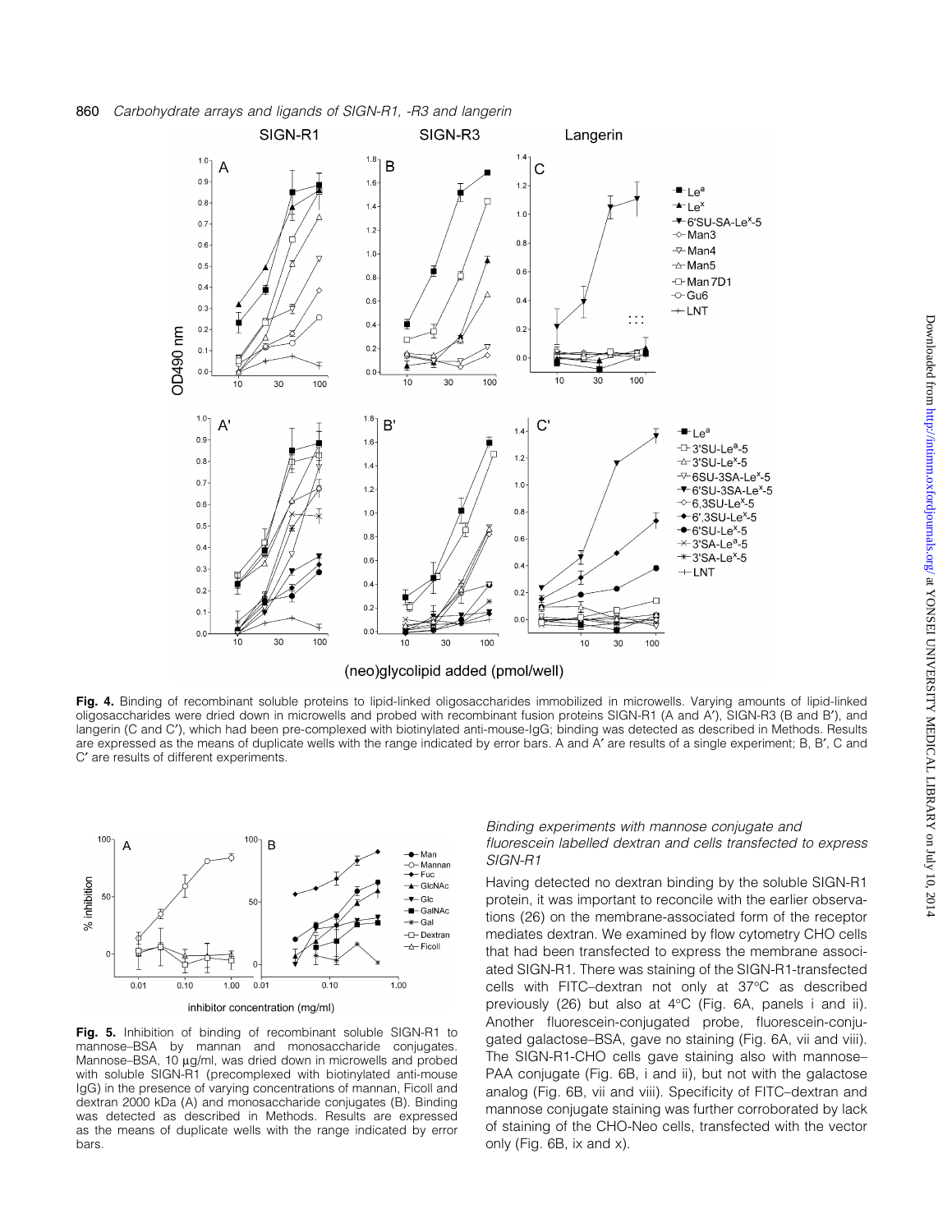**Fig. 4.** Binding of recombinant soluble proteins to lipid-linked oligosaccharides immobilized in microwells. Varying amounts of lipid-linked oligosaccharides were dried down in microwells and probed with recombinant fusion proteins SIGN-R1 (A and A′), SIGN-R3 (B and B′), and langerin (C and C′), which had been pre-complexed with biotinylated anti-mouse-IgG; binding was detected as described in Methods. Results are expressed as the means of duplicate wells with the range indicated by error bars. A and A′ are results of a single experiment; B, B′, C and C′ are results of different experiments.

**Fig. 5.** Inhibition of binding of recombinant soluble SIGN-R1 to mannose–BSA by mannan and monosaccharide conjugates. Mannose–BSA, 10 μg/ml, was dried down in microwells and probed with soluble SIGN-R1 (precomplexed with biotinylated anti-mouse IgG) in the presence of varying concentrations of mannan, Ficoll and dextran 2000 kDa (A) and monosaccharide conjugates (B). Binding was detected as described in Methods. Results are expressed as the means of duplicate wells with the range indicated by error bars.

### *Binding experiments with mannose conjugate and fluorescein labelled dextran and cells transfected to express SIGN-R1*

Having detected no dextran binding by the soluble SIGN-R1 protein, it was important to reconcile with the earlier observations (26) on the membrane-associated form of the receptor mediates dextran. We examined by flow cytometry CHO cells that had been transfected to express the membrane associated SIGN-R1. There was staining of the SIGN-R1-transfected cells with FITC–dextran not only at 37°C as described previously (26) but also at 4°C (Fig. 6A, panels i and ii). Another fluorescein-conjugated probe, fluorescein-conjugated galactose–BSA, gave no staining (Fig. 6A, vii and viii). The SIGN-R1-CHO cells gave staining also with mannose–PAA conjugate (Fig. 6B, i and ii), but not with the galactose analog (Fig. 6B, vii and viii). Specificity of FITC–dextran and mannose conjugate staining was further corroborated by lack of staining of the CHO-Neo cells, transfected with the vector only (Fig. 6B, ix and x).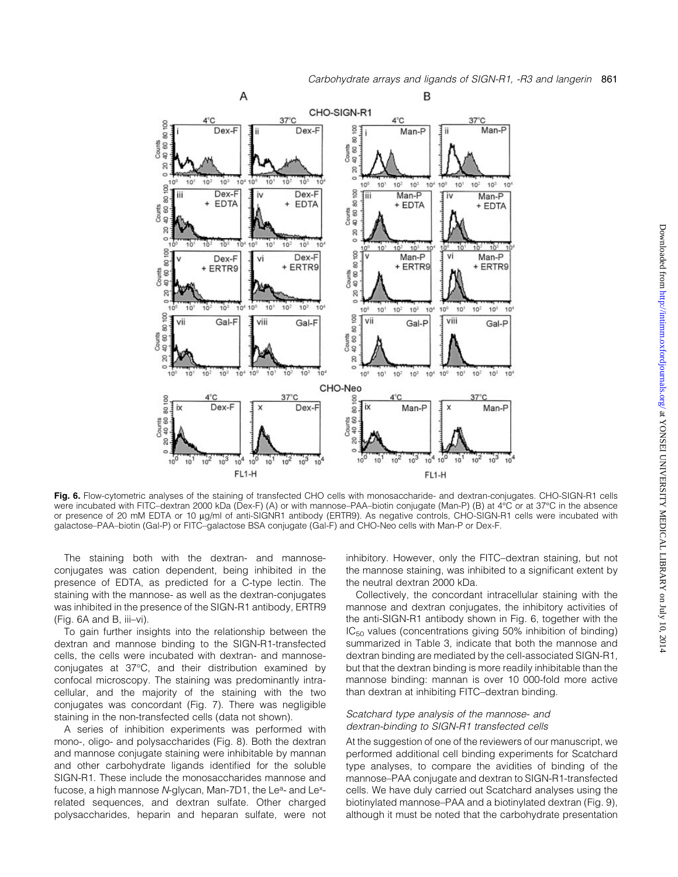**Fig. 6.** Flow-cytometric analyses of the staining of transfected CHO cells with monosaccharide- and dextran-conjugates. CHO-SIGN-R1 cells were incubated with FITC–dextran 2000 kDa (Dex-F) (A) or with mannose–PAA–biotin conjugate (Man-P) (B) at 4°C or at 37°C in the absence or presence of 20 mM EDTA or 10 μg/ml of anti-SIGNR1 antibody (ERTR9). As negative controls, CHO-SIGN-R1 cells were incubated with galactose–PAA–biotin (Gal-P) or FITC–galactose BSA conjugate (Gal-F) and CHO-Neo cells with Man-P or Dex-F.

The staining both with the dextran- and mannose-conjugates was cation dependent, being inhibited in the presence of EDTA, as predicted for a C-type lectin. The staining with the mannose- as well as the dextran-conjugates was inhibited in the presence of the SIGN-R1 antibody, ERTR9 (Fig. 6A and B, iii–vi).

To gain further insights into the relationship between the dextran and mannose binding to the SIGN-R1-transfected cells, the cells were incubated with dextran- and mannose-conjugates at 37°C, and their distribution examined by confocal microscopy. The staining was predominantly intracellular, and the majority of the staining with the two conjugates was concordant (Fig. 7). There was negligible staining in the non-transfected cells (data not shown).

A series of inhibition experiments was performed with mono-, oligo- and polysaccharides (Fig. 8). Both the dextran and mannose conjugate staining were inhibitable by mannan and other carbohydrate ligands identified for the soluble SIGN-R1. These include the monosaccharides mannose and fucose, a high mannose *N*-glycan, Man-7D1, the Le$^a$- and Le$^x$-related sequences, and dextran sulfate. Other charged polysaccharides, heparin and heparan sulfate, were not inhibitory. However, only the FITC–dextran staining, but not the mannose staining, was inhibited to a significant extent by the neutral dextran 2000 kDa.

Collectively, the concordant intracellular staining with the mannose and dextran conjugates, the inhibitory activities of the anti-SIGN-R1 antibody shown in Fig. 6, together with the $IC_{50}$ values (concentrations giving 50% inhibition of binding) summarized in Table 3, indicate that both the mannose and dextran binding are mediated by the cell-associated SIGN-R1, but that the dextran binding is more readily inhibitable than the mannose binding: mannan is over 10 000-fold more active than dextran at inhibiting FITC–dextran binding.

### *Scatchard type analysis of the mannose- and dextran-binding to SIGN-R1 transfected cells*

At the suggestion of one of the reviewers of our manuscript, we performed additional cell binding experiments for Scatchard type analyses, to compare the avidities of binding of the mannose–PAA conjugate and dextran to SIGN-R1-transfected cells. We have duly carried out Scatchard analyses using the biotinylated mannose–PAA and a biotinylated dextran (Fig. 9), although it must be noted that the carbohydrate presentation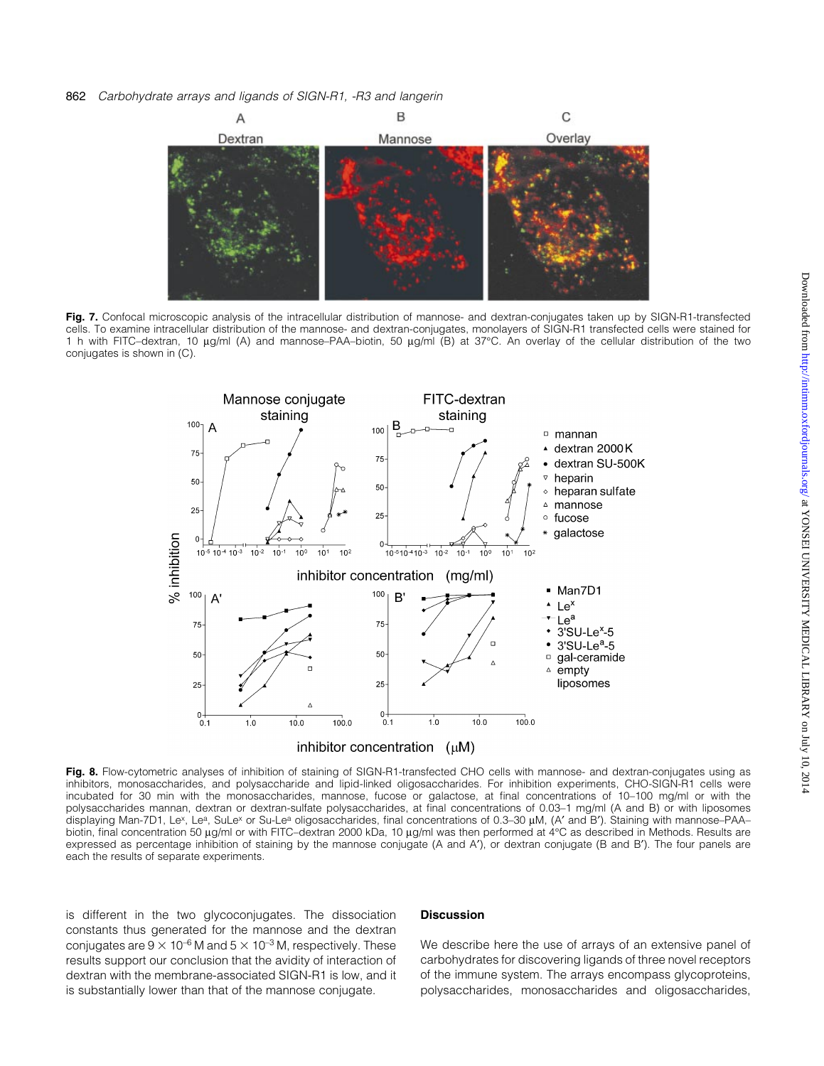**Fig. 7.** Confocal microscopic analysis of the intracellular distribution of mannose- and dextran-conjugates taken up by SIGN-R1-transfected cells. To examine intracellular distribution of the mannose- and dextran-conjugates, monolayers of SIGN-R1 transfected cells were stained for 1 h with FITC–dextran, 10 μg/ml (A) and mannose–PAA–biotin, 50 μg/ml (B) at 37°C. An overlay of the cellular distribution of the two conjugates is shown in (C).

**Fig. 8.** Flow-cytometric analyses of inhibition of staining of SIGN-R1-transfected CHO cells with mannose- and dextran-conjugates using as inhibitors, monosaccharides, and polysaccharide and lipid-linked oligosaccharides. For inhibition experiments, CHO-SIGN-R1 cells were incubated for 30 min with the monosaccharides, mannose, fucose or galactose, at final concentrations of 10–100 mg/ml or with the polysaccharides mannan, dextran or dextran-sulfate polysaccharides, at final concentrations of 0.03–1 mg/ml (A and B) or with liposomes displaying Man-7D1, Le$^x$, Le$^a$, SuLe$^x$ or Su-Le$^a$ oligosaccharides, final concentrations of 0.3–30 μM, (A′ and B′). Staining with mannose–PAA–biotin, final concentration 50 μg/ml or with FITC–dextran 2000 kDa, 10 μg/ml was then performed at 4°C as described in Methods. Results are expressed as percentage inhibition of staining by the mannose conjugate (A and A′), or dextran conjugate (B and B′). The four panels are each the results of separate experiments.

is different in the two glycoconjugates. The dissociation constants thus generated for the mannose and the dextran conjugates are $9 \times 10^{-6}$ M and $5 \times 10^{-3}$ M, respectively. These results support our conclusion that the avidity of interaction of dextran with the membrane-associated SIGN-R1 is low, and it is substantially lower than that of the mannose conjugate.

## Discussion

We describe here the use of arrays of an extensive panel of carbohydrates for discovering ligands of three novel receptors of the immune system. The arrays encompass glycoproteins, polysaccharides, monosaccharides and oligosaccharides,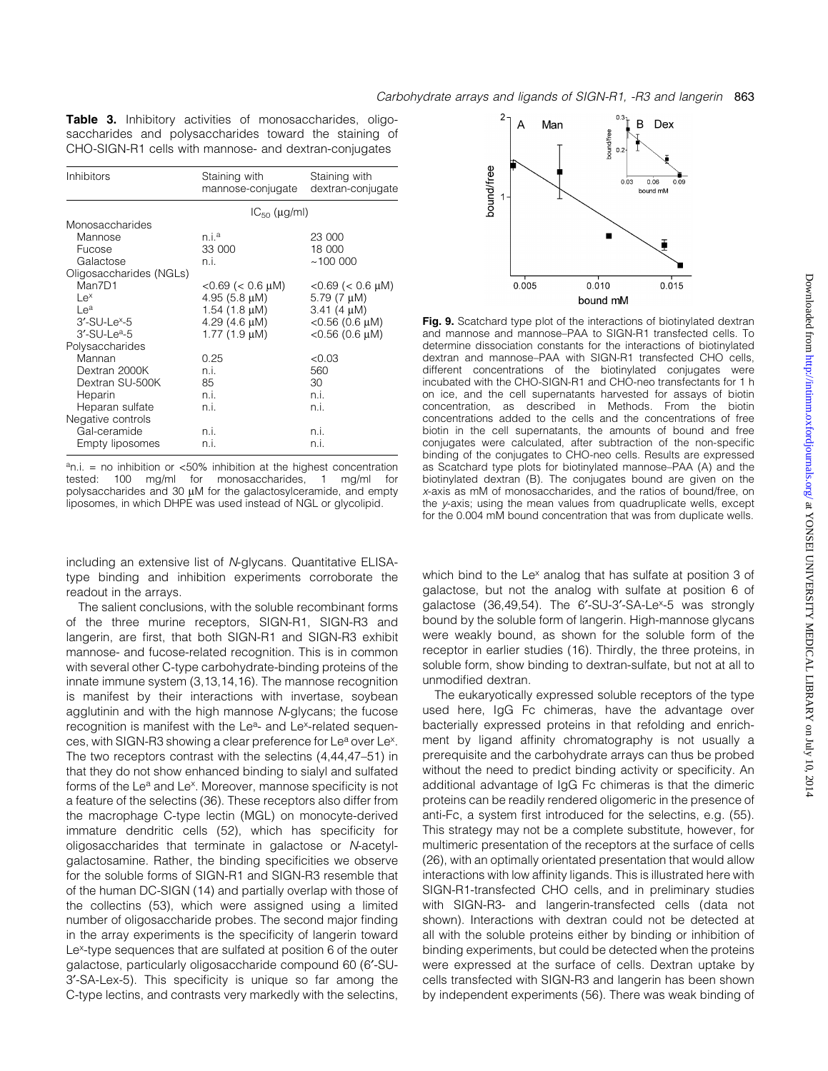**Table 3.** Inhibitory activities of monosaccharides, oligosaccharides and polysaccharides toward the staining of CHO-SIGN-R1 cells with mannose- and dextran-conjugates

| Inhibitors | Staining with mannose-conjugate | Staining with dextran-conjugate |
|---|---|---|
| | $IC_{50}$ (μg/ml) | |
| Monosaccharides | | |
| Mannose | n.i.[a] | 23 000 |
| Fucose | 33 000 | 18 000 |
| Galactose | n.i. | ~100 000 |
| Oligosaccharides (NGLs) | | |
| Man7D1 | <0.69 (< 0.6 μM) | <0.69 (< 0.6 μM) |
| $Le^x$ | 4.95 (5.8 μM) | 5.79 (7 μM) |
| $Le^a$ | 1.54 (1.8 μM) | 3.41 (4 μM) |
| 3′-SU-$Le^x$-5 | 4.29 (4.6 μM) | <0.56 (0.6 μM) |
| 3′-SU-$Le^a$-5 | 1.77 (1.9 μM) | <0.56 (0.6 μM) |
| Polysaccharides | | |
| Mannan | 0.25 | <0.03 |
| Dextran 2000K | n.i. | 560 |
| Dextran SU-500K | 85 | 30 |
| Heparin | n.i. | n.i. |
| Heparan sulfate | n.i. | n.i. |
| Negative controls | | |
| Gal-ceramide | n.i. | n.i. |
| Empty liposomes | n.i. | n.i. |

[a]n.i. = no inhibition or <50% inhibition at the highest concentration tested: 100 mg/ml for monosaccharides, 1 mg/ml for polysaccharides and 30 μM for the galactosylceramide, and empty liposomes, in which DHPE was used instead of NGL or glycolipid.

**Fig. 9.** Scatchard type plot of the interactions of biotinylated dextran and mannose and mannose–PAA to SIGN-R1 transfected cells. To determine dissociation constants for the interactions of biotinylated dextran and mannose–PAA with SIGN-R1 transfected CHO cells, different concentrations of the biotinylated conjugates were incubated with the CHO-SIGN-R1 and CHO-neo transfectants for 1 h on ice, and the cell supernatants harvested for assays of biotin concentration, as described in Methods. From the biotin concentrations added to the cells and the concentrations of free biotin in the cell supernatants, the amounts of bound and free conjugates were calculated, after subtraction of the non-specific binding of the conjugates to CHO-neo cells. Results are expressed as Scatchard type plots for biotinylated mannose–PAA (A) and the biotinylated dextran (B). The conjugates bound are given on the x-axis as mM of monosaccharides, and the ratios of bound/free, on the y-axis; using the mean values from quadruplicate wells, except for the 0.004 mM bound concentration that was from duplicate wells.

including an extensive list of N-glycans. Quantitative ELISA-type binding and inhibition experiments corroborate the readout in the arrays.

The salient conclusions, with the soluble recombinant forms of the three murine receptors, SIGN-R1, SIGN-R3 and langerin, are first, that both SIGN-R1 and SIGN-R3 exhibit mannose- and fucose-related recognition. This is in common with several other C-type carbohydrate-binding proteins of the innate immune system (3,13,14,16). The mannose recognition is manifest by their interactions with invertase, soybean agglutinin and with the high mannose N-glycans; the fucose recognition is manifest with the $Le^a$- and $Le^x$-related sequences, with SIGN-R3 showing a clear preference for $Le^a$ over $Le^x$. The two receptors contrast with the selectins (4,44,47–51) in that they do not show enhanced binding to sialyl and sulfated forms of the $Le^a$ and $Le^x$. Moreover, mannose specificity is not a feature of the selectins (36). These receptors also differ from the macrophage C-type lectin (MGL) on monocyte-derived immature dendritic cells (52), which has specificity for oligosaccharides that terminate in galactose or N-acetylgalactosamine. Rather, the binding specificities we observe for the soluble forms of SIGN-R1 and SIGN-R3 resemble that of the human DC-SIGN (14) and partially overlap with those of the collectins (53), which were assigned using a limited number of oligosaccharide probes. The second major finding in the array experiments is the specificity of langerin toward $Le^x$-type sequences that are sulfated at position 6 of the outer galactose, particularly oligosaccharide compound 60 (6′-SU-3′-SA-Lex-5). This specificity is unique so far among the C-type lectins, and contrasts very markedly with the selectins, which bind to the $Le^x$ analog that has sulfate at position 3 of galactose, but not the analog with sulfate at position 6 of galactose (36,49,54). The 6′-SU-3′-SA-$Le^x$-5 was strongly bound by the soluble form of langerin. High-mannose glycans were weakly bound, as shown for the soluble form of the receptor in earlier studies (16). Thirdly, the three proteins, in soluble form, show binding to dextran-sulfate, but not at all to unmodified dextran.

The eukaryotically expressed soluble receptors of the type used here, IgG Fc chimeras, have the advantage over bacterially expressed proteins in that refolding and enrichment by ligand affinity chromatography is not usually a prerequisite and the carbohydrate arrays can thus be probed without the need to predict binding activity or specificity. An additional advantage of IgG Fc chimeras is that the dimeric proteins can be readily rendered oligomeric in the presence of anti-Fc, a system first introduced for the selectins, e.g. (55). This strategy may not be a complete substitute, however, for multimeric presentation of the receptors at the surface of cells (26), with an optimally orientated presentation that would allow interactions with low affinity ligands. This is illustrated here with SIGN-R1-transfected CHO cells, and in preliminary studies with SIGN-R3- and langerin-transfected cells (data not shown). Interactions with dextran could not be detected at all with the soluble proteins either by binding or inhibition of binding experiments, but could be detected when the proteins were expressed at the surface of cells. Dextran uptake by cells transfected with SIGN-R3 and langerin has been shown by independent experiments (56). There was weak binding of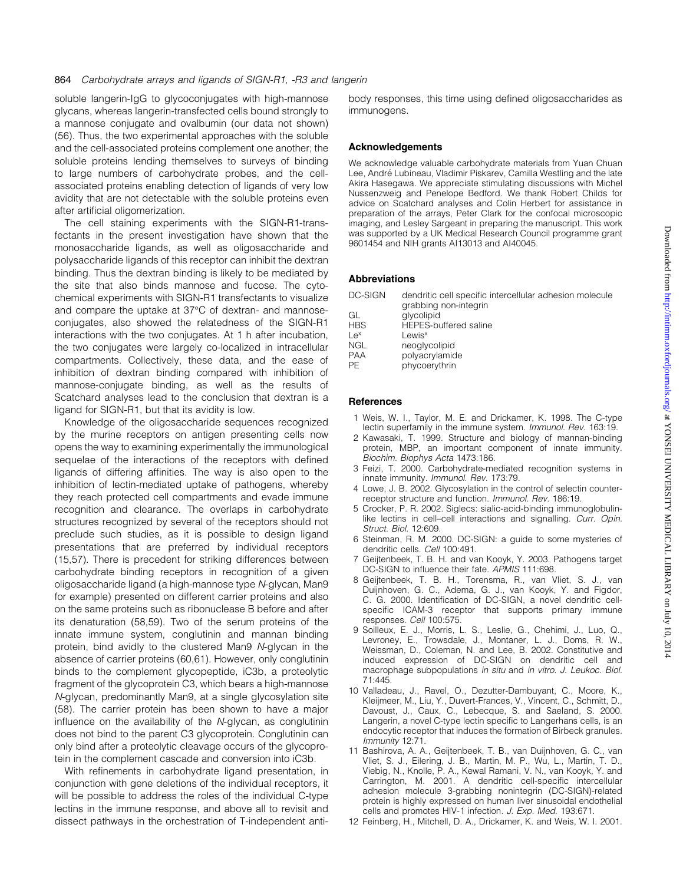soluble langerin-IgG to glycoconjugates with high-mannose glycans, whereas langerin-transfected cells bound strongly to a mannose conjugate and ovalbumin (our data not shown) (56). Thus, the two experimental approaches with the soluble and the cell-associated proteins complement one another; the soluble proteins lending themselves to surveys of binding to large numbers of carbohydrate probes, and the cell-associated proteins enabling detection of ligands of very low avidity that are not detectable with the soluble proteins even after artificial oligomerization.

The cell staining experiments with the SIGN-R1-transfectants in the present investigation have shown that the monosaccharide ligands, as well as oligosaccharide and polysaccharide ligands of this receptor can inhibit the dextran binding. Thus the dextran binding is likely to be mediated by the site that also binds mannose and fucose. The cytochemical experiments with SIGN-R1 transfectants to visualize and compare the uptake at 37°C of dextran- and mannose-conjugates, also showed the relatedness of the SIGN-R1 interactions with the two conjugates. At 1 h after incubation, the two conjugates were largely co-localized in intracellular compartments. Collectively, these data, and the ease of inhibition of dextran binding compared with inhibition of mannose-conjugate binding, as well as the results of Scatchard analyses lead to the conclusion that dextran is a ligand for SIGN-R1, but that its avidity is low.

Knowledge of the oligosaccharide sequences recognized by the murine receptors on antigen presenting cells now opens the way to examining experimentally the immunological sequelae of the interactions of the receptors with defined ligands of differing affinities. The way is also open to the inhibition of lectin-mediated uptake of pathogens, whereby they reach protected cell compartments and evade immune recognition and clearance. The overlaps in carbohydrate structures recognized by several of the receptors should not preclude such studies, as it is possible to design ligand presentations that are preferred by individual receptors (15,57). There is precedent for striking differences between carbohydrate binding receptors in recognition of a given oligosaccharide ligand (a high-mannose type *N*-glycan, Man9 for example) presented on different carrier proteins and also on the same proteins such as ribonuclease B before and after its denaturation (58,59). Two of the serum proteins of the innate immune system, conglutinin and mannan binding protein, bind avidly to the clustered Man9 *N*-glycan in the absence of carrier proteins (60,61). However, only conglutinin binds to the complement glycopeptide, iC3b, a proteolytic fragment of the glycoprotein C3, which bears a high-mannose *N*-glycan, predominantly Man9, at a single glycosylation site (58). The carrier protein has been shown to have a major influence on the availability of the *N*-glycan, as conglutinin does not bind to the parent C3 glycoprotein. Conglutinin can only bind after a proteolytic cleavage occurs of the glycoprotein in the complement cascade and conversion into iC3b.

With refinements in carbohydrate ligand presentation, in conjunction with gene deletions of the individual receptors, it will be possible to address the roles of the individual C-type lectins in the immune response, and above all to revisit and dissect pathways in the orchestration of T-independent antibody responses, this time using defined oligosaccharides as immunogens.

## Acknowledgements

We acknowledge valuable carbohydrate materials from Yuan Chuan Lee, André Lubineau, Vladimir Piskarev, Camilla Westling and the late Akira Hasegawa. We appreciate stimulating discussions with Michel Nussenzweig and Penelope Bedford. We thank Robert Childs for advice on Scatchard analyses and Colin Herbert for assistance in preparation of the arrays, Peter Clark for the confocal microscopic imaging, and Lesley Sargeant in preparing the manuscript. This work was supported by a UK Medical Research Council programme grant 9601454 and NIH grants AI13013 and AI40045.

## Abbreviations

| | |
|---|---|
| DC-SIGN | dendritic cell specific intercellular adhesion molecule grabbing non-integrin |
| GL | glycolipid |
| HBS | HEPES-buffered saline |
| Le$^x$ | Lewis$^x$ |
| NGL | neoglycolipid |
| PAA | polyacrylamide |
| PE | phycoerythrin |

## References

1 Weis, W. I., Taylor, M. E. and Drickamer, K. 1998. The C-type lectin superfamily in the immune system. *Immunol. Rev.* 163:19.

2 Kawasaki, T. 1999. Structure and biology of mannan-binding protein, MBP, an important component of innate immunity. *Biochim. Biophys Acta* 1473:186.

3 Feizi, T. 2000. Carbohydrate-mediated recognition systems in innate immunity. *Immunol. Rev.* 173:79.

4 Lowe, J. B. 2002. Glycosylation in the control of selectin counter-receptor structure and function. *Immunol. Rev.* 186:19.

5 Crocker, P. R. 2002. Siglecs: sialic-acid-binding immunoglobulin-like lectins in cell–cell interactions and signalling. *Curr. Opin. Struct. Biol.* 12:609.

6 Steinman, R. M. 2000. DC-SIGN: a guide to some mysteries of dendritic cells. *Cell* 100:491.

7 Geijtenbeek, T. B. H. and van Kooyk, Y. 2003. Pathogens target DC-SIGN to influence their fate. *APMIS* 111:698.

8 Geijtenbeek, T. B. H., Torensma, R., van Vliet, S. J., van Duijnhoven, G. C., Adema, G. J., van Kooyk, Y. and Figdor, C. G. 2000. Identification of DC-SIGN, a novel dendritic cell-specific ICAM-3 receptor that supports primary immune responses. *Cell* 100:575.

9 Soilleux, E. J., Morris, L. S., Leslie, G., Chehimi, J., Luo, Q., Levroney, E., Trowsdale, J., Montaner, L. J., Doms, R. W., Weissman, D., Coleman, N. and Lee, B. 2002. Constitutive and induced expression of DC-SIGN on dendritic cell and macrophage subpopulations *in situ* and *in vitro*. *J. Leukoc. Biol.* 71:445.

10 Valladeau, J., Ravel, O., Dezutter-Dambuyant, C., Moore, K., Kleijmeer, M., Liu, Y., Duvert-Frances, V., Vincent, C., Schmitt, D., Davoust, J., Caux, C., Lebecque, S. and Saeland, S. 2000. Langerin, a novel C-type lectin specific to Langerhans cells, is an endocytic receptor that induces the formation of Birbeck granules. *Immunity* 12:71.

11 Bashirova, A. A., Geijtenbeek, T. B., van Duijnhoven, G. C., van Vliet, S. J., Eilering, J. B., Martin, M. P., Wu, L., Martin, T. D., Viebig, N., Knolle, P. A., Kewal Ramani, V. N., van Kooyk, Y. and Carrington, M. 2001. A dendritic cell-specific intercellular adhesion molecule 3-grabbing nonintegrin (DC-SIGN)-related protein is highly expressed on human liver sinusoidal endothelial cells and promotes HIV-1 infection. *J. Exp. Med.* 193:671.

12 Feinberg, H., Mitchell, D. A., Drickamer, K. and Weis, W. I. 2001.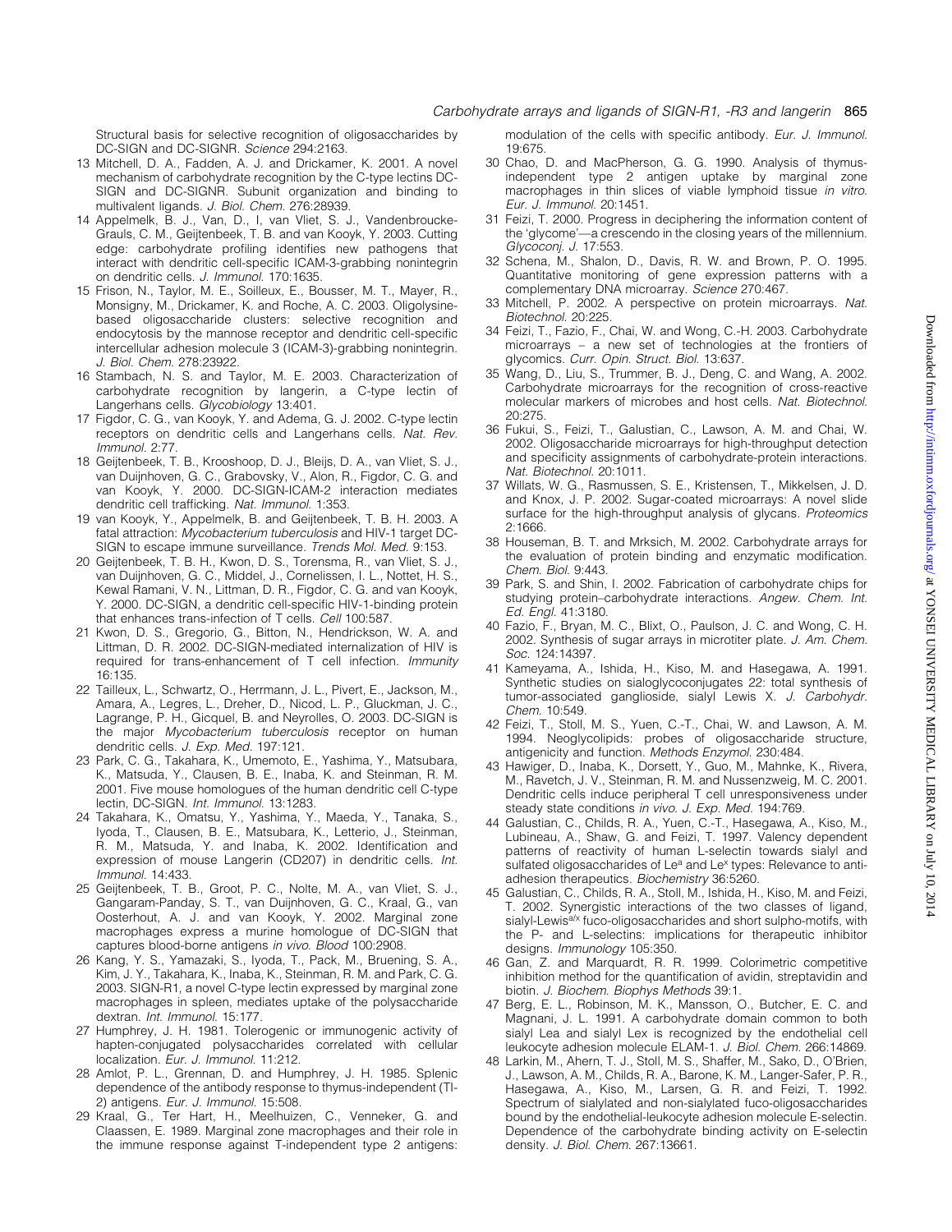Structural basis for selective recognition of oligosaccharides by DC-SIGN and DC-SIGNR. *Science* 294:2163.

13 Mitchell, D. A., Fadden, A. J. and Drickamer, K. 2001. A novel mechanism of carbohydrate recognition by the C-type lectins DC-SIGN and DC-SIGNR. Subunit organization and binding to multivalent ligands. *J. Biol. Chem.* 276:28939.

14 Appelmelk, B. J., Van, D., I, van Vliet, S. J., Vandenbroucke-Grauls, C. M., Geijtenbeek, T. B. and van Kooyk, Y. 2003. Cutting edge: carbohydrate profiling identifies new pathogens that interact with dendritic cell-specific ICAM-3-grabbing nonintegrin on dendritic cells. *J. Immunol.* 170:1635.

15 Frison, N., Taylor, M. E., Soilleux, E., Bousser, M. T., Mayer, R., Monsigny, M., Drickamer, K. and Roche, A. C. 2003. Oligolysine-based oligosaccharide clusters: selective recognition and endocytosis by the mannose receptor and dendritic cell-specific intercellular adhesion molecule 3 (ICAM-3)-grabbing nonintegrin. *J. Biol. Chem.* 278:23922.

16 Stambach, N. S. and Taylor, M. E. 2003. Characterization of carbohydrate recognition by langerin, a C-type lectin of Langerhans cells. *Glycobiology* 13:401.

17 Figdor, C. G., van Kooyk, Y. and Adema, G. J. 2002. C-type lectin receptors on dendritic cells and Langerhans cells. *Nat. Rev. Immunol.* 2:77.

18 Geijtenbeek, T. B., Krooshoop, D. J., Bleijs, D. A., van Vliet, S. J., van Duijnhoven, G. C., Grabovsky, V., Alon, R., Figdor, C. G. and van Kooyk, Y. 2000. DC-SIGN-ICAM-2 interaction mediates dendritic cell trafficking. *Nat. Immunol.* 1:353.

19 van Kooyk, Y., Appelmelk, B. and Geijtenbeek, T. B. H. 2003. A fatal attraction: *Mycobacterium tuberculosis* and HIV-1 target DC-SIGN to escape immune surveillance. *Trends Mol. Med.* 9:153.

20 Geijtenbeek, T. B. H., Kwon, D. S., Torensma, R., van Vliet, S. J., van Duijnhoven, G. C., Middel, J., Cornelissen, I. L., Nottet, H. S., Kewal Ramani, V. N., Littman, D. R., Figdor, C. G. and van Kooyk, Y. 2000. DC-SIGN, a dendritic cell-specific HIV-1-binding protein that enhances trans-infection of T cells. *Cell* 100:587.

21 Kwon, D. S., Gregorio, G., Bitton, N., Hendrickson, W. A. and Littman, D. R. 2002. DC-SIGN-mediated internalization of HIV is required for trans-enhancement of T cell infection. *Immunity* 16:135.

22 Tailleux, L., Schwartz, O., Herrmann, J. L., Pivert, E., Jackson, M., Amara, A., Legres, L., Dreher, D., Nicod, L. P., Gluckman, J. C., Lagrange, P. H., Gicquel, B. and Neyrolles, O. 2003. DC-SIGN is the major *Mycobacterium tuberculosis* receptor on human dendritic cells. *J. Exp. Med.* 197:121.

23 Park, C. G., Takahara, K., Umemoto, E., Yashima, Y., Matsubara, K., Matsuda, Y., Clausen, B. E., Inaba, K. and Steinman, R. M. 2001. Five mouse homologues of the human dendritic cell C-type lectin, DC-SIGN. *Int. Immunol.* 13:1283.

24 Takahara, K., Omatsu, Y., Yashima, Y., Maeda, Y., Tanaka, S., Iyoda, T., Clausen, B. E., Matsubara, K., Letterio, J., Steinman, R. M., Matsuda, Y. and Inaba, K. 2002. Identification and expression of mouse Langerin (CD207) in dendritic cells. *Int. Immunol.* 14:433.

25 Geijtenbeek, T. B., Groot, P. C., Nolte, M. A., van Vliet, S. J., Gangaram-Panday, S. T., van Duijnhoven, G. C., Kraal, G., van Oosterhout, A. J. and van Kooyk, Y. 2002. Marginal zone macrophages express a murine homologue of DC-SIGN that captures blood-borne antigens *in vivo*. *Blood* 100:2908.

26 Kang, Y. S., Yamazaki, S., Iyoda, T., Pack, M., Bruening, S. A., Kim, J. Y., Takahara, K., Inaba, K., Steinman, R. M. and Park, C. G. 2003. SIGN-R1, a novel C-type lectin expressed by marginal zone macrophages in spleen, mediates uptake of the polysaccharide dextran. *Int. Immunol.* 15:177.

27 Humphrey, J. H. 1981. Tolerogenic or immunogenic activity of hapten-conjugated polysaccharides correlated with cellular localization. *Eur. J. Immunol.* 11:212.

28 Amlot, P. L., Grennan, D. and Humphrey, J. H. 1985. Splenic dependence of the antibody response to thymus-independent (TI-2) antigens. *Eur. J. Immunol.* 15:508.

29 Kraal, G., Ter Hart, H., Meelhuizen, C., Venneker, G. and Claassen, E. 1989. Marginal zone macrophages and their role in the immune response against T-independent type 2 antigens: modulation of the cells with specific antibody. *Eur. J. Immunol.* 19:675.

30 Chao, D. and MacPherson, G. G. 1990. Analysis of thymus-independent type 2 antigen uptake by marginal zone macrophages in thin slices of viable lymphoid tissue *in vitro*. *Eur. J. Immunol.* 20:1451.

31 Feizi, T. 2000. Progress in deciphering the information content of the 'glycome'—a crescendo in the closing years of the millennium. *Glycoconj. J.* 17:553.

32 Schena, M., Shalon, D., Davis, R. W. and Brown, P. O. 1995. Quantitative monitoring of gene expression patterns with a complementary DNA microarray. *Science* 270:467.

33 Mitchell, P. 2002. A perspective on protein microarrays. *Nat. Biotechnol.* 20:225.

34 Feizi, T., Fazio, F., Chai, W. and Wong, C.-H. 2003. Carbohydrate microarrays – a new set of technologies at the frontiers of glycomics. *Curr. Opin. Struct. Biol.* 13:637.

35 Wang, D., Liu, S., Trummer, B. J., Deng, C. and Wang, A. 2002. Carbohydrate microarrays for the recognition of cross-reactive molecular markers of microbes and host cells. *Nat. Biotechnol.* 20:275.

36 Fukui, S., Feizi, T., Galustian, C., Lawson, A. M. and Chai, W. 2002. Oligosaccharide microarrays for high-throughput detection and specificity assignments of carbohydrate-protein interactions. *Nat. Biotechnol.* 20:1011.

37 Willats, W. G., Rasmussen, S. E., Kristensen, T., Mikkelsen, J. D. and Knox, J. P. 2002. Sugar-coated microarrays: A novel slide surface for the high-throughput analysis of glycans. *Proteomics* 2:1666.

38 Houseman, B. T. and Mrksich, M. 2002. Carbohydrate arrays for the evaluation of protein binding and enzymatic modification. *Chem. Biol.* 9:443.

39 Park, S. and Shin, I. 2002. Fabrication of carbohydrate chips for studying protein–carbohydrate interactions. *Angew. Chem. Int. Ed. Engl.* 41:3180.

40 Fazio, F., Bryan, M. C., Blixt, O., Paulson, J. C. and Wong, C. H. 2002. Synthesis of sugar arrays in microtiter plate. *J. Am. Chem. Soc.* 124:14397.

41 Kameyama, A., Ishida, H., Kiso, M. and Hasegawa, A. 1991. Synthetic studies on sialoglycoconjugates 22: total synthesis of tumor-associated ganglioside, sialyl Lewis X. *J. Carbohydr. Chem.* 10:549.

42 Feizi, T., Stoll, M. S., Yuen, C.-T., Chai, W. and Lawson, A. M. 1994. Neoglycolipids: probes of oligosaccharide structure, antigenicity and function. *Methods Enzymol.* 230:484.

43 Hawiger, D., Inaba, K., Dorsett, Y., Guo, M., Mahnke, K., Rivera, M., Ravetch, J. V., Steinman, R. M. and Nussenzweig, M. C. 2001. Dendritic cells induce peripheral T cell unresponsiveness under steady state conditions *in vivo*. *J. Exp. Med.* 194:769.

44 Galustian, C., Childs, R. A., Yuen, C.-T., Hasegawa, A., Kiso, M., Lubineau, A., Shaw, G. and Feizi, T. 1997. Valency dependent patterns of reactivity of human L-selectin towards sialyl and sulfated oligosaccharides of Le$^a$ and Le$^x$ types: Relevance to anti-adhesion therapeutics. *Biochemistry* 36:5260.

45 Galustian, C., Childs, R. A., Stoll, M., Ishida, H., Kiso, M. and Feizi, T. 2002. Synergistic interactions of the two classes of ligand, sialyl-Lewis$^{a/x}$ fuco-oligosaccharides and short sulpho-motifs, with the P- and L-selectins: implications for therapeutic inhibitor designs. *Immunology* 105:350.

46 Gan, Z. and Marquardt, R. R. 1999. Colorimetric competitive inhibition method for the quantification of avidin, streptavidin and biotin. *J. Biochem. Biophys Methods* 39:1.

47 Berg, E. L., Robinson, M. K., Mansson, O., Butcher, E. C. and Magnani, J. L. 1991. A carbohydrate domain common to both sialyl Lea and sialyl Lex is recognized by the endothelial cell leukocyte adhesion molecule ELAM-1. *J. Biol. Chem.* 266:14869.

48 Larkin, M., Ahern, T. J., Stoll, M. S., Shaffer, M., Sako, D., O'Brien, J., Lawson, A. M., Childs, R. A., Barone, K. M., Langer-Safer, P. R., Hasegawa, A., Kiso, M., Larsen, G. R. and Feizi, T. 1992. Spectrum of sialylated and non-sialylated fuco-oligosaccharides bound by the endothelial-leukocyte adhesion molecule E-selectin. Dependence of the carbohydrate binding activity on E-selectin density. *J. Biol. Chem.* 267:13661.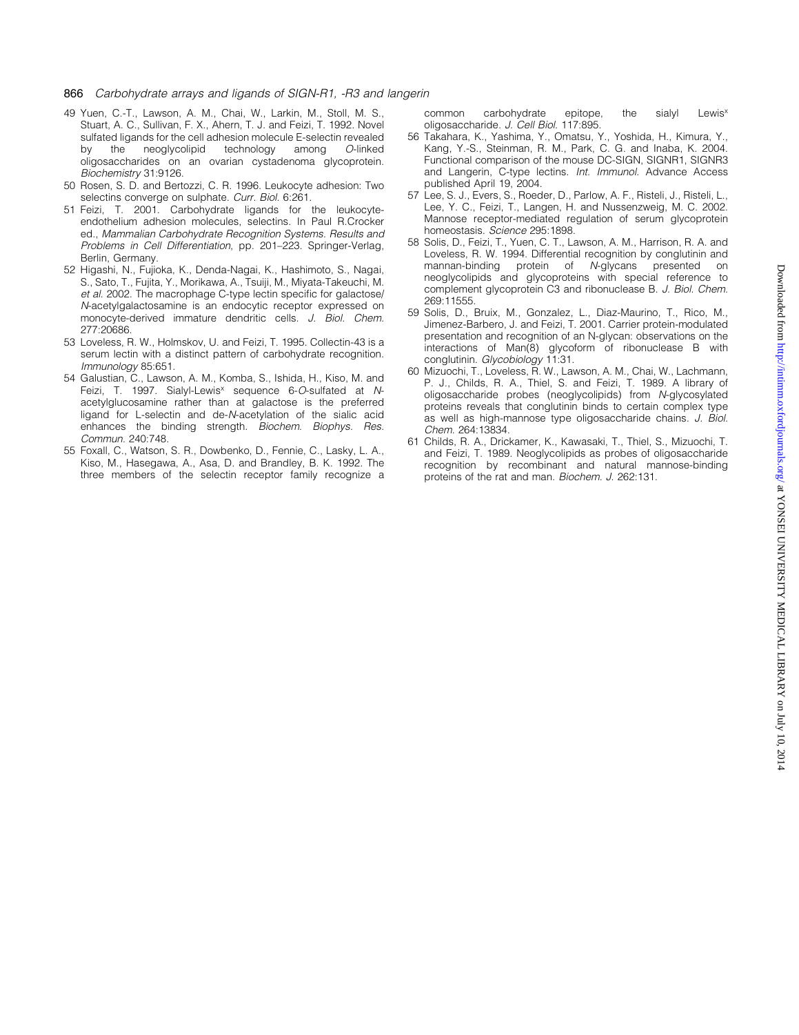49 Yuen, C.-T., Lawson, A. M., Chai, W., Larkin, M., Stoll, M. S., Stuart, A. C., Sullivan, F. X., Ahern, T. J. and Feizi, T. 1992. Novel sulfated ligands for the cell adhesion molecule E-selectin revealed by the neoglycolipid technology among *O*-linked oligosaccharides on an ovarian cystadenoma glycoprotein. *Biochemistry* 31:9126.

50 Rosen, S. D. and Bertozzi, C. R. 1996. Leukocyte adhesion: Two selectins converge on sulphate. *Curr. Biol.* 6:261.

51 Feizi, T. 2001. Carbohydrate ligands for the leukocyte-endothelium adhesion molecules, selectins. In Paul R.Crocker ed., *Mammalian Carbohydrate Recognition Systems. Results and Problems in Cell Differentiation*, pp. 201–223. Springer-Verlag, Berlin, Germany.

52 Higashi, N., Fujioka, K., Denda-Nagai, K., Hashimoto, S., Nagai, S., Sato, T., Fujita, Y., Morikawa, A., Tsuiji, M., Miyata-Takeuchi, M. *et al.* 2002. The macrophage C-type lectin specific for galactose/*N*-acetylgalactosamine is an endocytic receptor expressed on monocyte-derived immature dendritic cells. *J. Biol. Chem.* 277:20686.

53 Loveless, R. W., Holmskov, U. and Feizi, T. 1995. Collectin-43 is a serum lectin with a distinct pattern of carbohydrate recognition. *Immunology* 85:651.

54 Galustian, C., Lawson, A. M., Komba, S., Ishida, H., Kiso, M. and Feizi, T. 1997. Sialyl-Lewis$^x$ sequence 6-*O*-sulfated at *N*-acetylglucosamine rather than at galactose is the preferred ligand for L-selectin and de-*N*-acetylation of the sialic acid enhances the binding strength. *Biochem. Biophys. Res. Commun.* 240:748.

55 Foxall, C., Watson, S. R., Dowbenko, D., Fennie, C., Lasky, L. A., Kiso, M., Hasegawa, A., Asa, D. and Brandley, B. K. 1992. The three members of the selectin receptor family recognize a common carbohydrate epitope, the sialyl Lewis$^x$ oligosaccharide. *J. Cell Biol.* 117:895.

56 Takahara, K., Yashima, Y., Omatsu, Y., Yoshida, H., Kimura, Y., Kang, Y.-S., Steinman, R. M., Park, C. G. and Inaba, K. 2004. Functional comparison of the mouse DC-SIGN, SIGNR1, SIGNR3 and Langerin, C-type lectins. *Int. Immunol.* Advance Access published April 19, 2004.

57 Lee, S. J., Evers, S., Roeder, D., Parlow, A. F., Risteli, J., Risteli, L., Lee, Y. C., Feizi, T., Langen, H. and Nussenzweig, M. C. 2002. Mannose receptor-mediated regulation of serum glycoprotein homeostasis. *Science* 295:1898.

58 Solis, D., Feizi, T., Yuen, C. T., Lawson, A. M., Harrison, R. A. and Loveless, R. W. 1994. Differential recognition by conglutinin and mannan-binding protein of *N*-glycans presented on neoglycolipids and glycoproteins with special reference to complement glycoprotein C3 and ribonuclease B. *J. Biol. Chem.* 269:11555.

59 Solis, D., Bruix, M., Gonzalez, L., Diaz-Maurino, T., Rico, M., Jimenez-Barbero, J. and Feizi, T. 2001. Carrier protein-modulated presentation and recognition of an N-glycan: observations on the interactions of Man(8) glycoform of ribonuclease B with conglutinin. *Glycobiology* 11:31.

60 Mizuochi, T., Loveless, R. W., Lawson, A. M., Chai, W., Lachmann, P. J., Childs, R. A., Thiel, S. and Feizi, T. 1989. A library of oligosaccharide probes (neoglycolipids) from *N*-glycosylated proteins reveals that conglutinin binds to certain complex type as well as high-mannose type oligosaccharide chains. *J. Biol. Chem.* 264:13834.

61 Childs, R. A., Drickamer, K., Kawasaki, T., Thiel, S., Mizuochi, T. and Feizi, T. 1989. Neoglycolipids as probes of oligosaccharide recognition by recombinant and natural mannose-binding proteins of the rat and man. *Biochem. J.* 262:131.